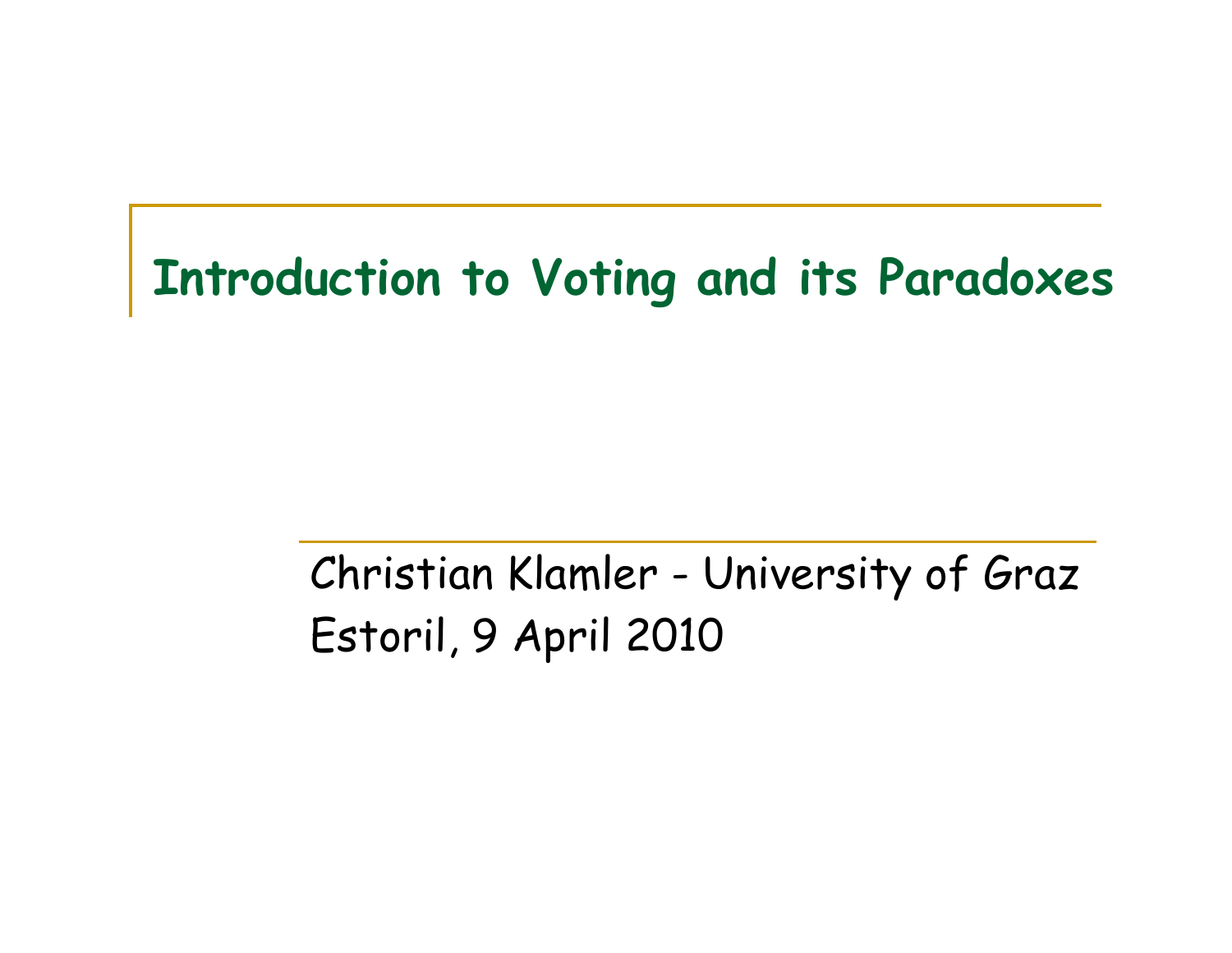# Introduction to Voting and its Paradoxes

Christian Klamler - University of Graz

Estoril, 9 April 2010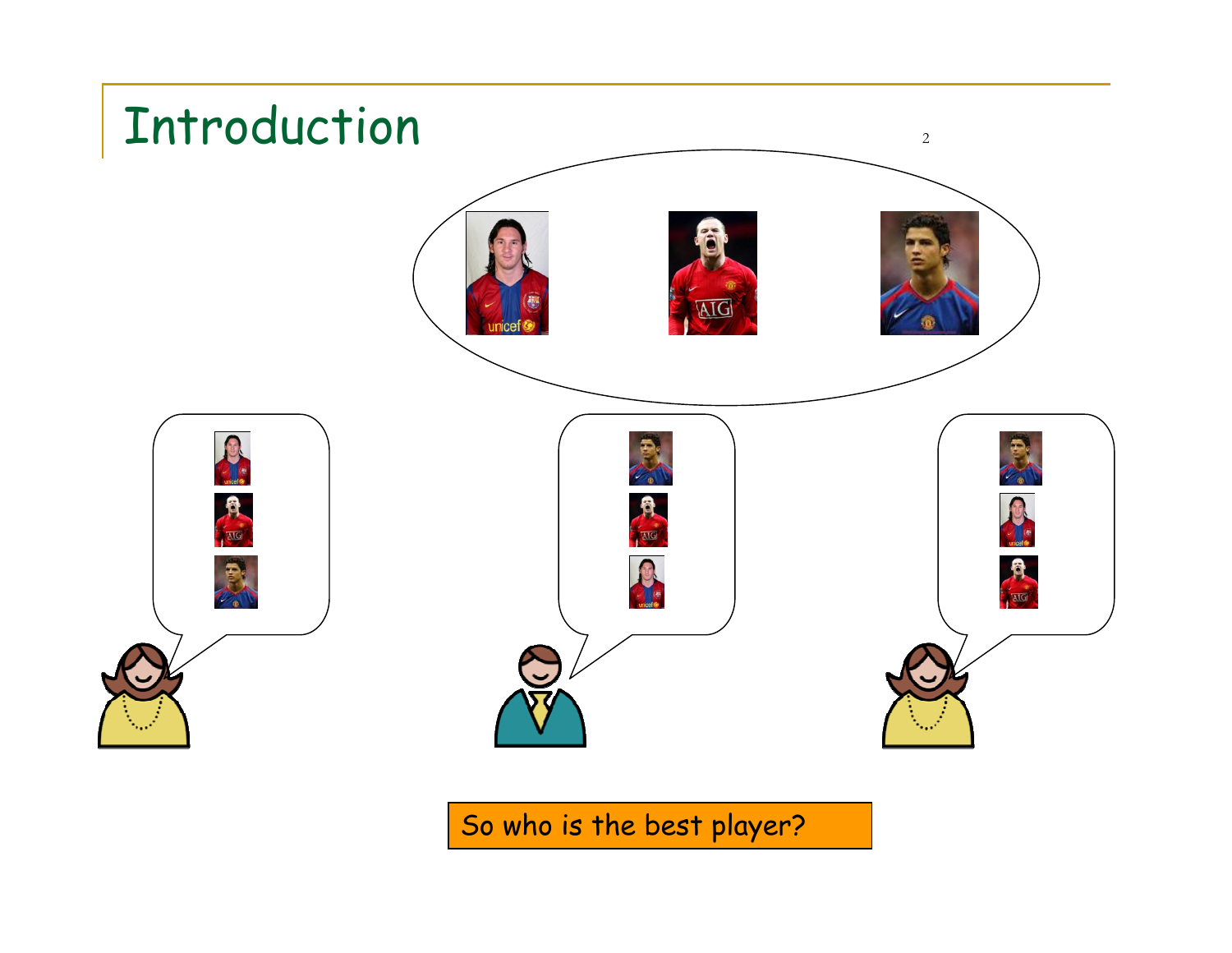# Introduction

So who is the best player?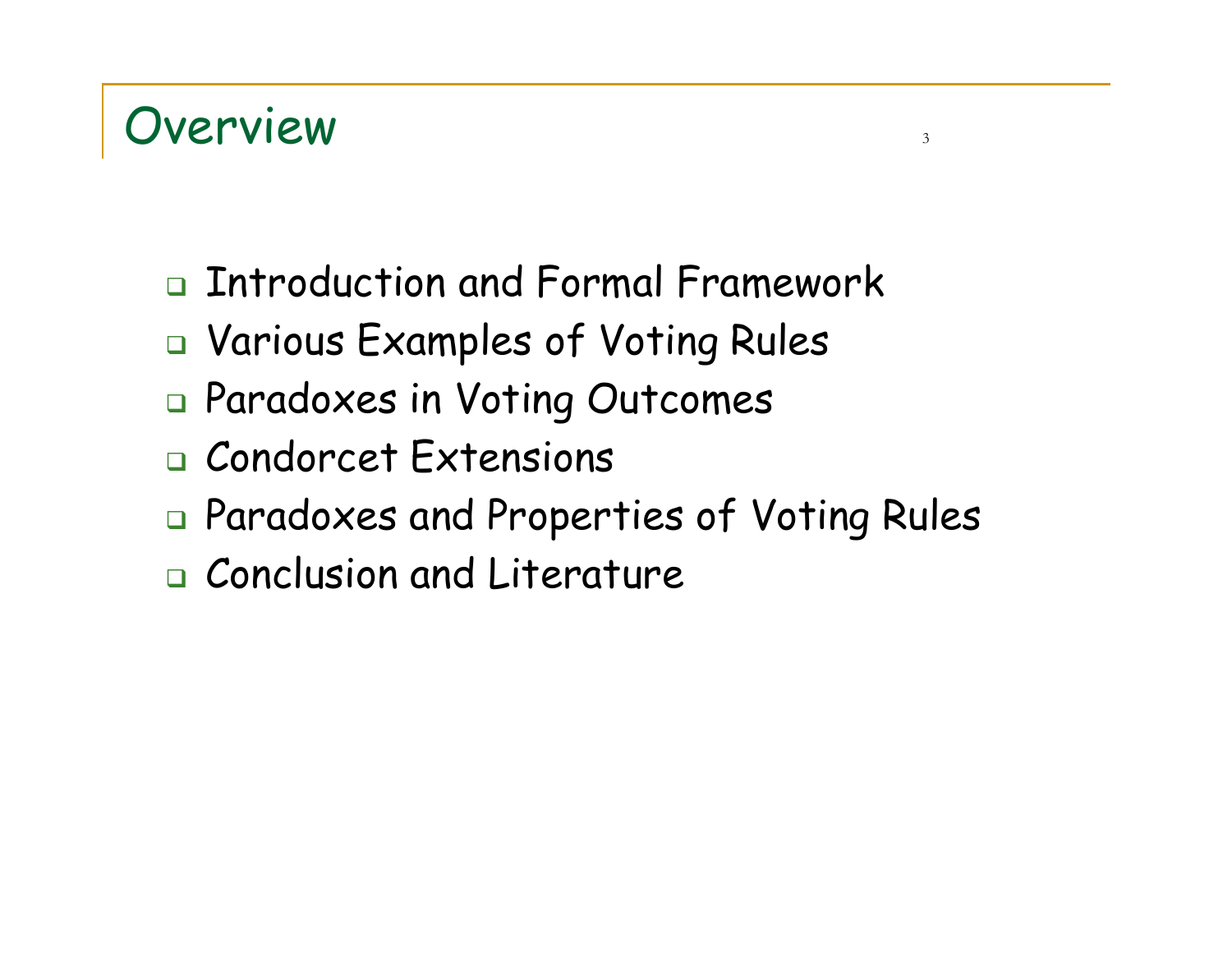# Overview

- Introduction and Formal Framework
- Various Examples of Voting Rules
- Paradoxes in Voting Outcomes
- Condorcet Extensions
- Paradoxes and Properties of Voting Rules
- Conclusion and Literature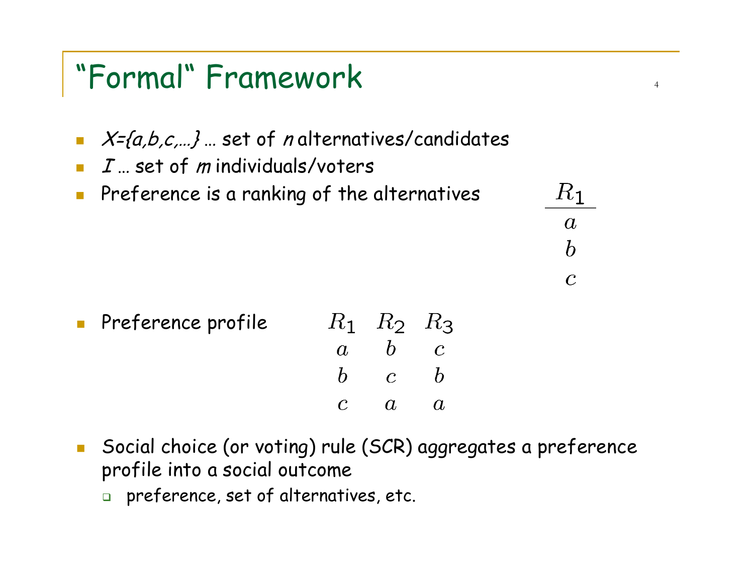# "Formal" Framework

- *X={a,b,c,…}* … set of *n* alternatives/candidates
- *I* … set of *m* individuals/voters
- Preference is a ranking of the alternatives

| $R_1$ |
|---|
| $a$ |
| $b$ |
| $c$ |

- Preference profile

| $R_1$ | $R_2$ | $R_3$ |
|---|---|---|
| $a$ | $b$ | $c$ |
| $b$ | $c$ | $b$ |
| $c$ | $a$ | $a$ |

- Social choice (or voting) rule (SCR) aggregates a preference profile into a social outcome
  - preference, set of alternatives, etc.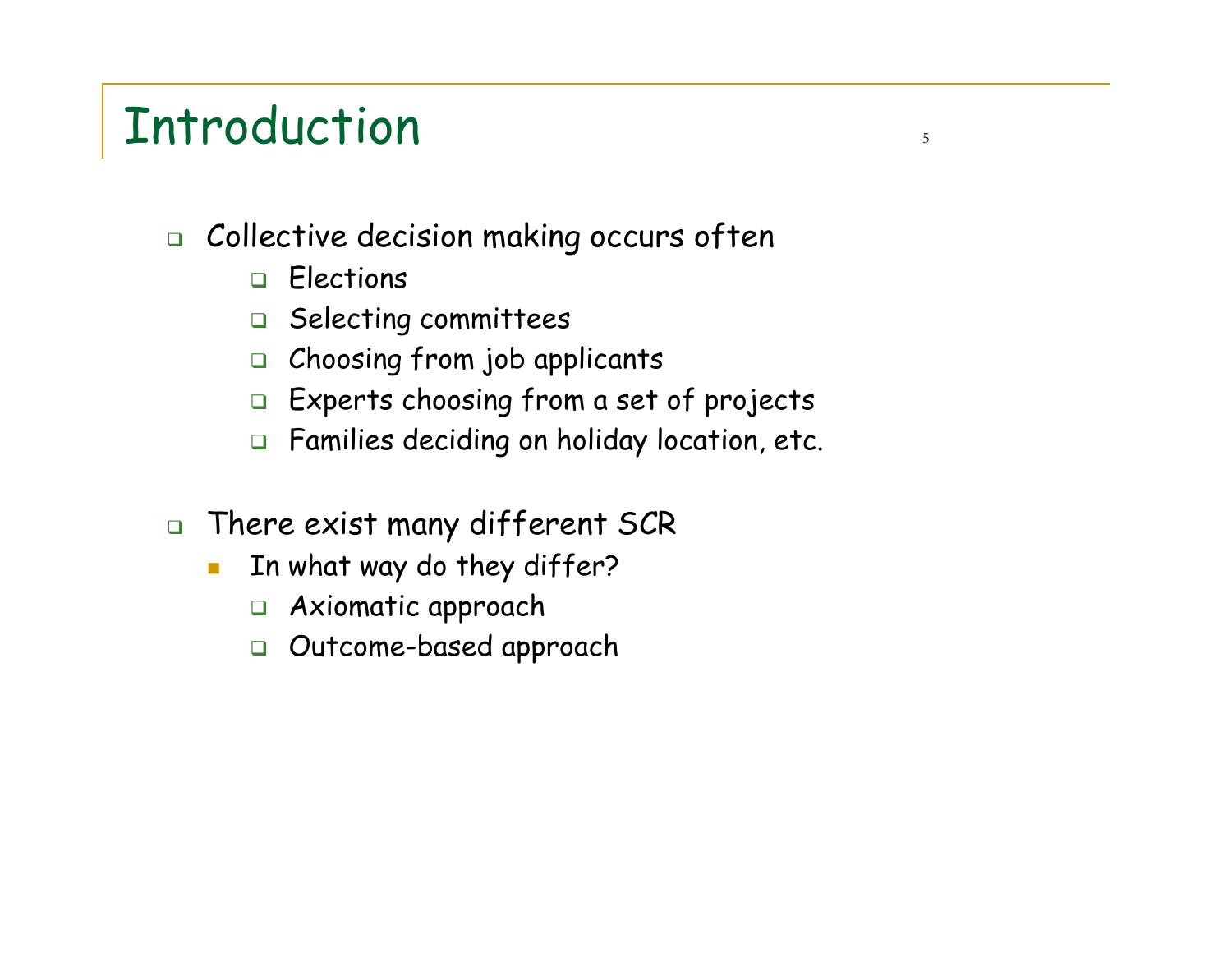# Introduction

- Collective decision making occurs often
  - Elections
  - Selecting committees
  - Choosing from job applicants
  - Experts choosing from a set of projects
  - Families deciding on holiday location, etc.

- There exist many different SCR
  - In what way do they differ?
    - Axiomatic approach
    - Outcome-based approach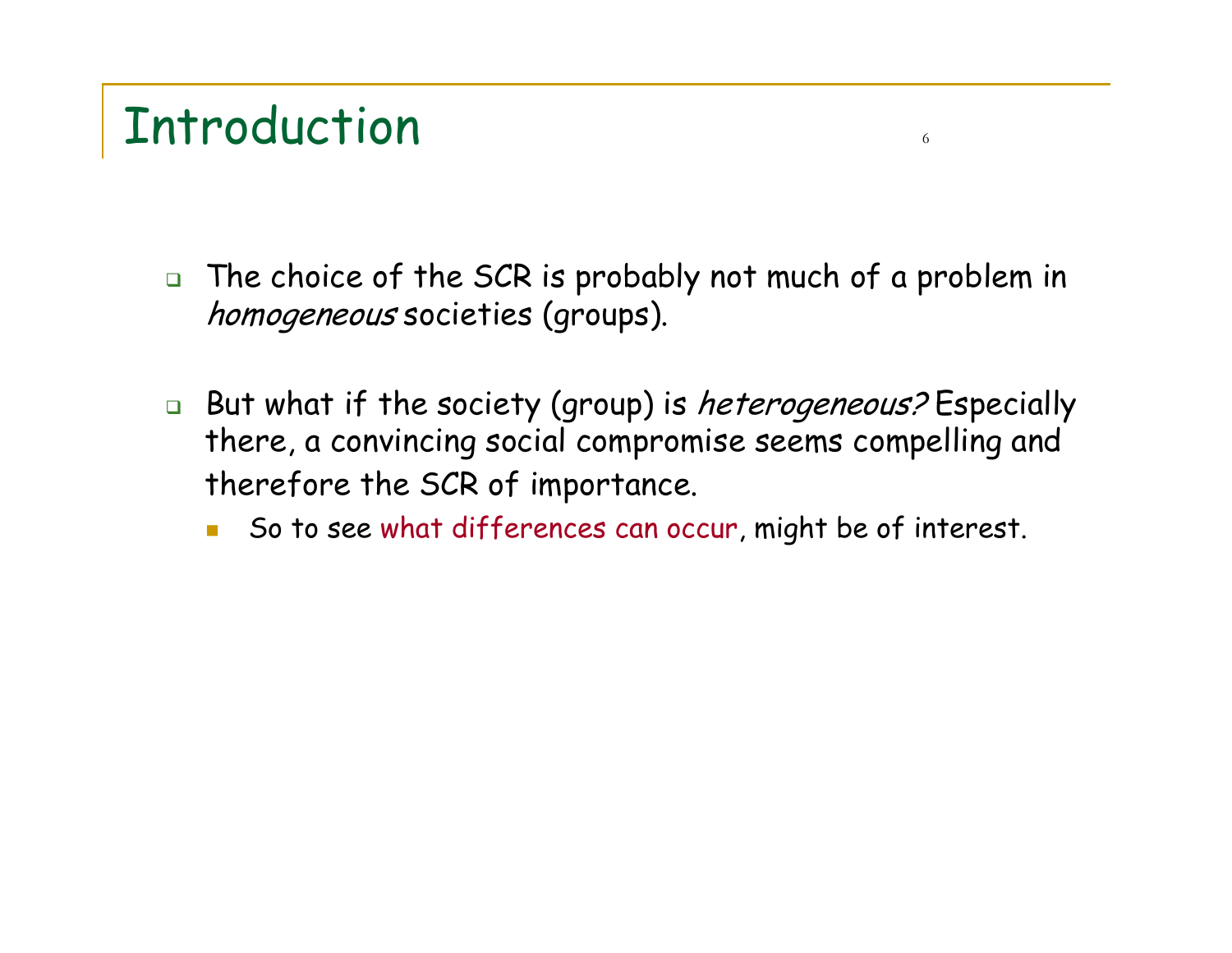# Introduction

- The choice of the SCR is probably not much of a problem in *homogeneous* societies (groups).

- But what if the society (group) is *heterogeneous?* Especially there, a convincing social compromise seems compelling and therefore the SCR of importance.
  - So to see what differences can occur, might be of interest.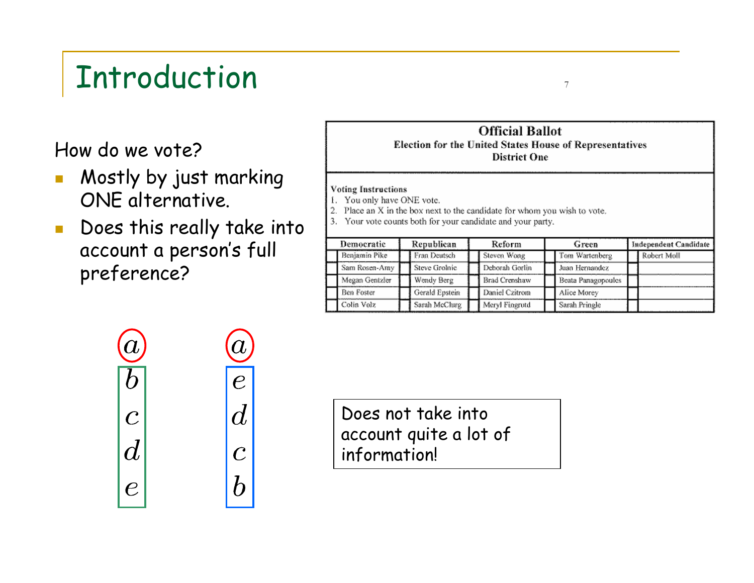# Introduction

How do we vote?

- Mostly by just marking ONE alternative.
- Does this really take into account a person's full preference?

**Official Ballot**
**Election for the United States House of Representatives**
**District One**

**Voting Instructions**
1. You only have ONE vote.
2. Place an X in the box next to the candidate for whom you wish to vote.
3. Your vote counts both for your candidate and your party.

| Democratic | Republican | Reform | Green | Independent Candidate |
|---|---|---|---|---|
| Benjamin Pike | Fran Deutsch | Steven Wong | Tom Wartenberg | Robert Moll |
| Sam Rosen-Amy | Steve Grolnic | Deborah Gorlin | Juan Hernandez | |
| Megan Gentzler | Wendy Berg | Brad Crenshaw | Beata Panagopoules | |
| Ben Foster | Gerald Epstein | Daniel Czitrom | Alice Morey | |
| Colin Volz | Sarah McClurg | Meryl Fingrutd | Sarah Pringle | |

| | |
|---|---|
| $a$ | $a$ |
| $b$ | $e$ |
| $c$ | $d$ |
| $d$ | $c$ |
| $e$ | $b$ |

Does not take into account quite a lot of information!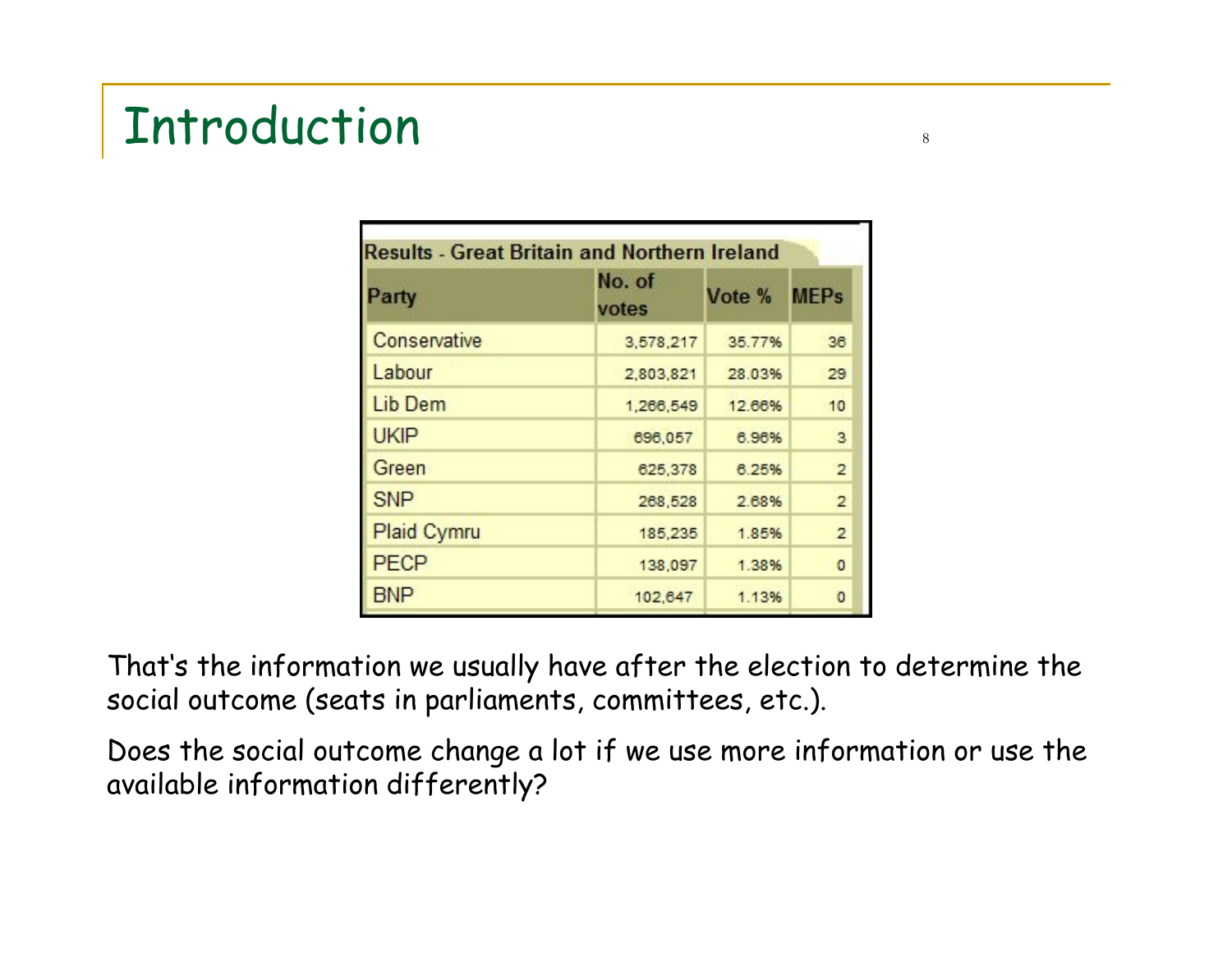# Introduction

| Results - Great Britain and Northern Ireland | | | |
|---|---|---|---|
| Party | No. of votes | Vote % | MEPs |
| Conservative | 3,578,217 | 35.77% | 36 |
| Labour | 2,803,821 | 28.03% | 29 |
| Lib Dem | 1,266,549 | 12.66% | 10 |
| UKIP | 696,057 | 6.96% | 3 |
| Green | 625,378 | 6.25% | 2 |
| SNP | 268,528 | 2.68% | 2 |
| Plaid Cymru | 185,235 | 1.85% | 2 |
| PECP | 138,097 | 1.38% | 0 |
| BNP | 102,647 | 1.13% | 0 |

That's the information we usually have after the election to determine the social outcome (seats in parliaments, committees, etc.).

Does the social outcome change a lot if we use more information or use the available information differently?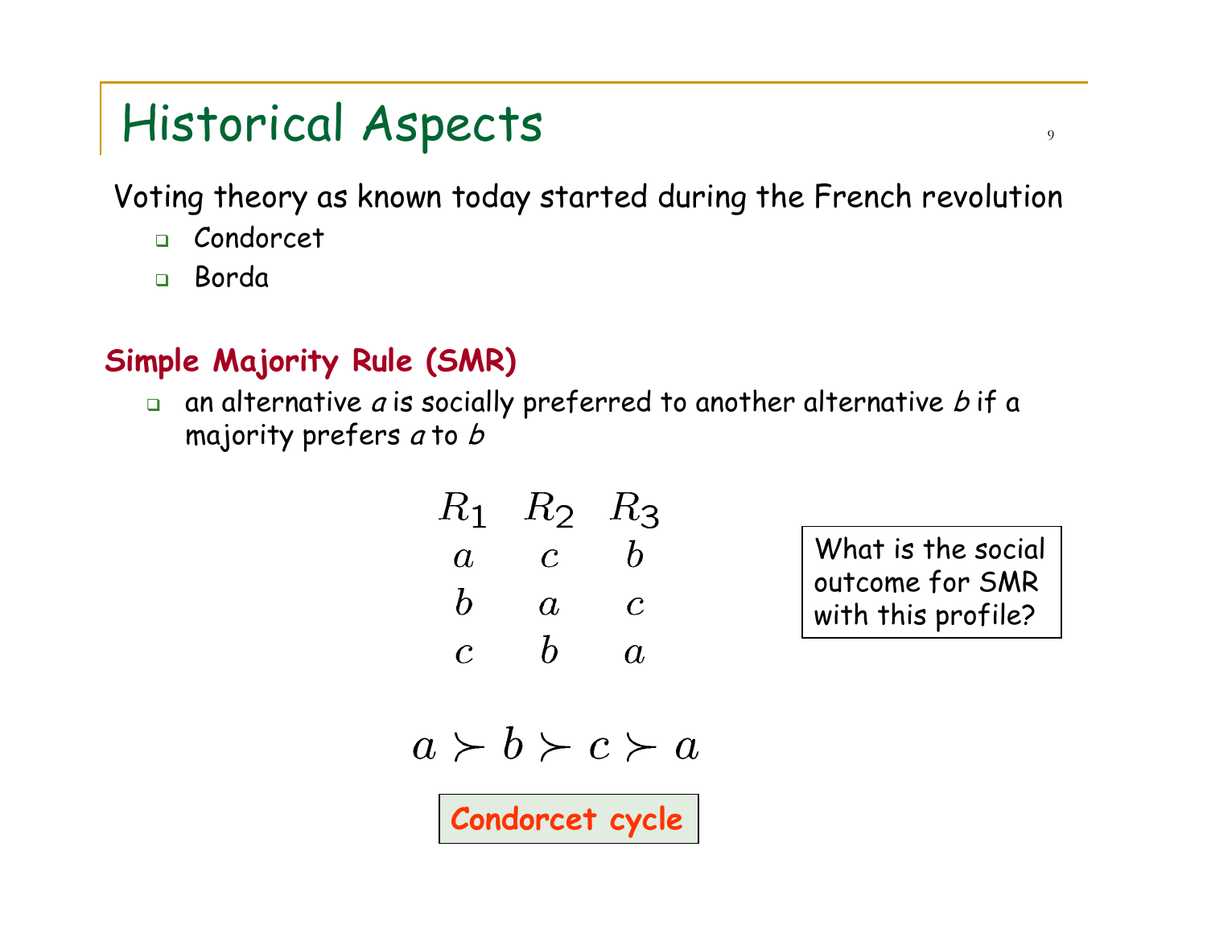# Historical Aspects

Voting theory as known today started during the French revolution

- Condorcet
- Borda

**Simple Majority Rule (SMR)**

- an alternative *a* is socially preferred to another alternative *b* if a majority prefers *a* to *b*

| $R_1$ | $R_2$ | $R_3$ |
|---|---|---|
| $a$ | $c$ | $b$ |
| $b$ | $a$ | $c$ |
| $c$ | $b$ | $a$ |

What is the social outcome for SMR with this profile?

$$a \succ b \succ c \succ a$$

**Condorcet cycle**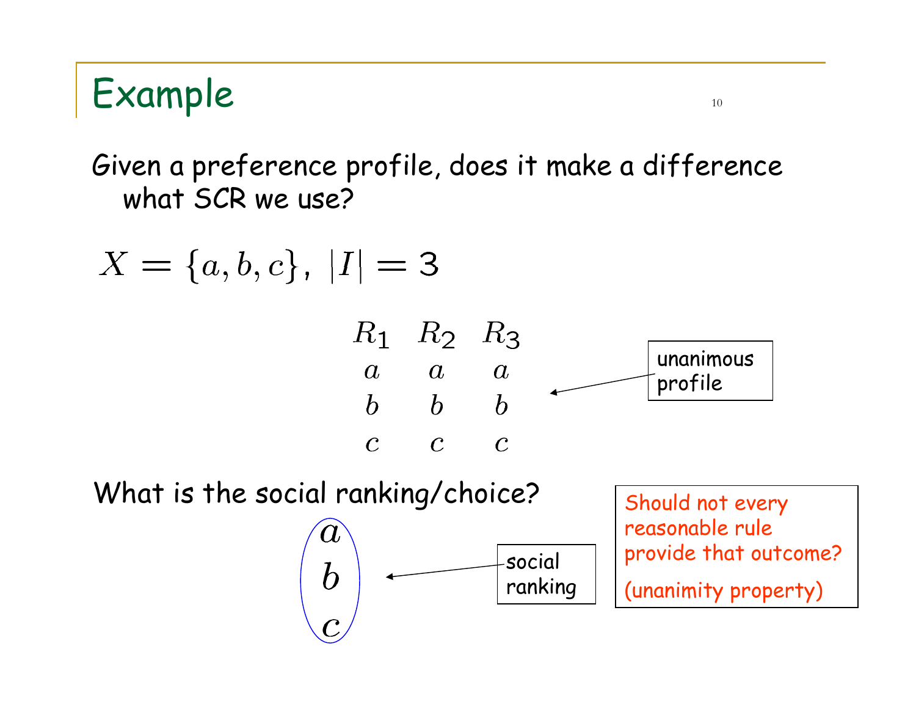# Example

Given a preference profile, does it make a difference what SCR we use?

$$X = \{a, b, c\},\ |I| = 3$$

| $R_1$ | $R_2$ | $R_3$ |
|---|---|---|
| $a$ | $a$ | $a$ |
| $b$ | $b$ | $b$ |
| $c$ | $c$ | $c$ |

unanimous profile

What is the social ranking/choice?

$$\begin{matrix} a \\ b \\ c \end{matrix}$$

social ranking

Should not every reasonable rule provide that outcome?

(unanimity property)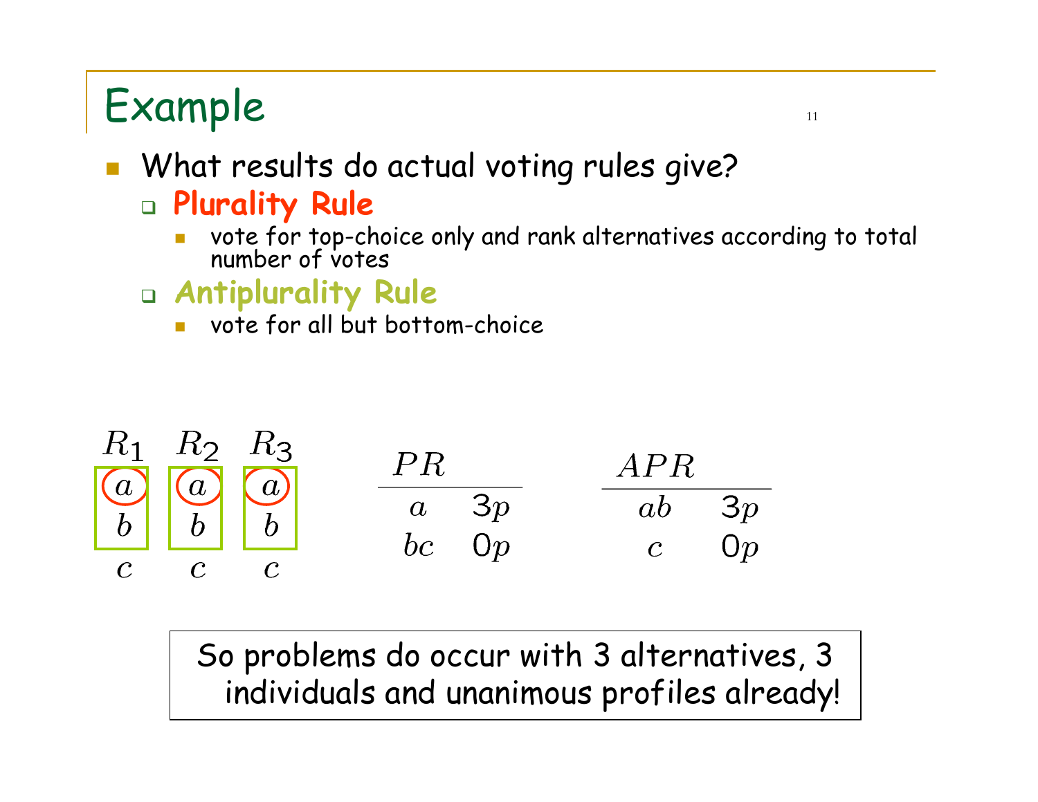# Example

- What results do actual voting rules give?
  - **Plurality Rule**
    - vote for top-choice only and rank alternatives according to total number of votes
  - **Antiplurality Rule**
    - vote for all but bottom-choice

| $R_1$ | $R_2$ | $R_3$ |
|---|---|---|
| $a$ | $a$ | $a$ |
| $b$ | $b$ | $b$ |
| $c$ | $c$ | $c$ |

| $PR$ | |
|---|---|
| $a$ | $3p$ |
| $bc$ | $0p$ |

| $APR$ | |
|---|---|
| $ab$ | $3p$ |
| $c$ | $0p$ |

So problems do occur with 3 alternatives, 3 individuals and unanimous profiles already!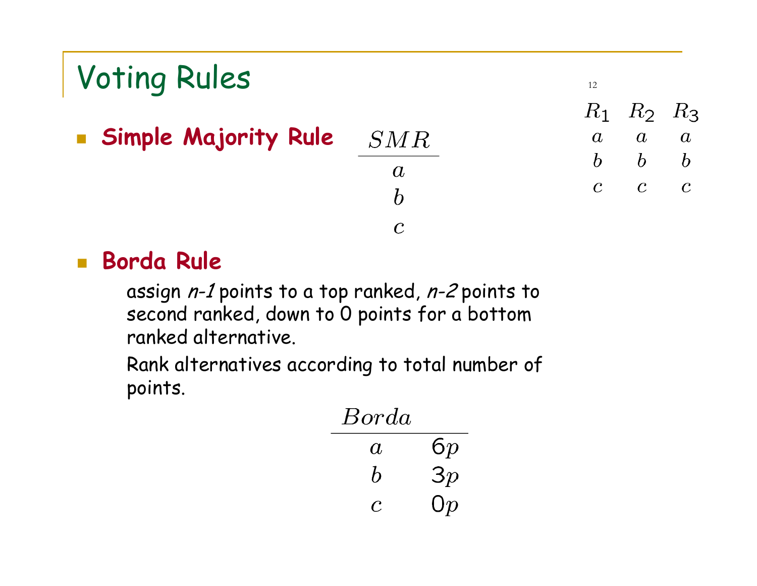# Voting Rules

| $R_1$ | $R_2$ | $R_3$ |
|---|---|---|
| $a$ | $a$ | $a$ |
| $b$ | $b$ | $b$ |
| $c$ | $c$ | $c$ |

- **Simple Majority Rule**

| $SMR$ |
|---|
| $a$ |
| $b$ |
| $c$ |

- **Borda Rule**

  assign *n-1* points to a top ranked, *n-2* points to second ranked, down to 0 points for a bottom ranked alternative.

  Rank alternatives according to total number of points.

| $Borda$ | |
|---|---|
| $a$ | $6p$ |
| $b$ | $3p$ |
| $c$ | $0p$ |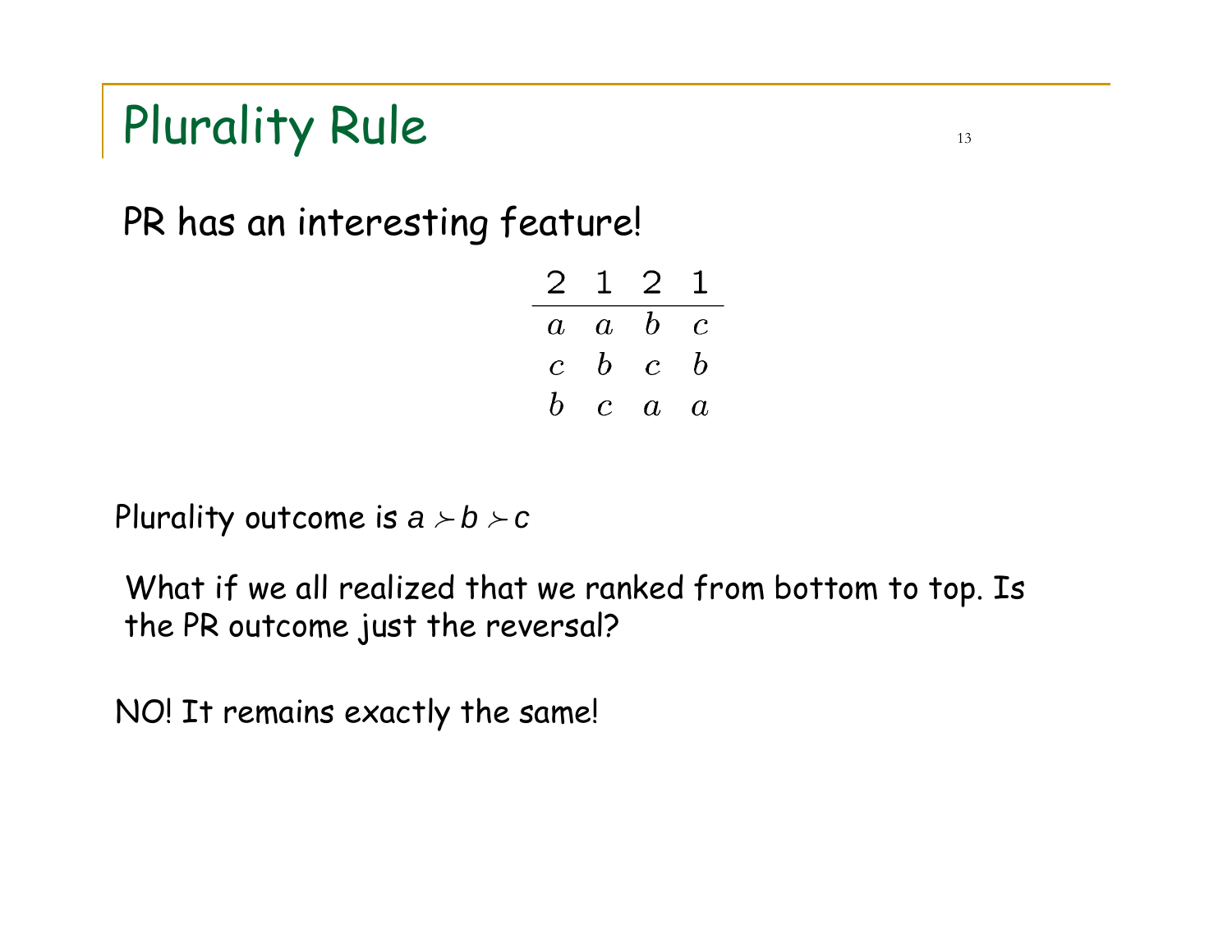# Plurality Rule

PR has an interesting feature!

| 2 | 1 | 2 | 1 |
|---|---|---|---|
| $a$ | $a$ | $b$ | $c$ |
| $c$ | $b$ | $c$ | $b$ |
| $b$ | $c$ | $a$ | $a$ |

Plurality outcome is $a \succ b \succ c$

What if we all realized that we ranked from bottom to top. Is the PR outcome just the reversal?

NO! It remains exactly the same!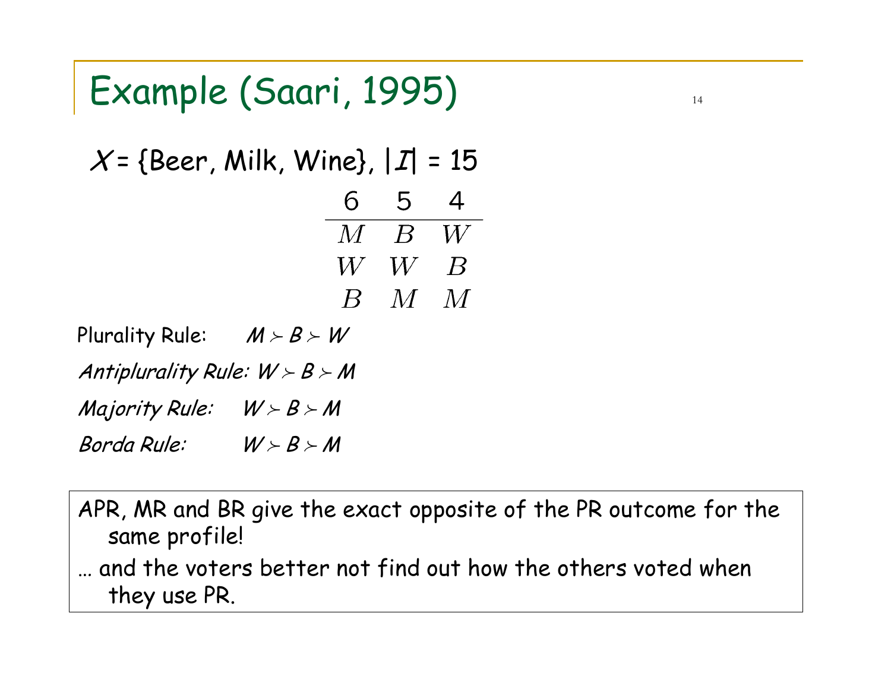# Example (Saari, 1995)

$X$ = {Beer, Milk, Wine}, $|I|$ = 15

| 6 | 5 | 4 |
|---|---|---|
| $M$ | $B$ | $W$ |
| $W$ | $W$ | $B$ |
| $B$ | $M$ | $M$ |

Plurality Rule: $M \succ B \succ W$

*Antiplurality Rule:* $W \succ B \succ M$

*Majority Rule:* $W \succ B \succ M$

*Borda Rule:* $W \succ B \succ M$

APR, MR and BR give the exact opposite of the PR outcome for the same profile!

… and the voters better not find out how the others voted when they use PR.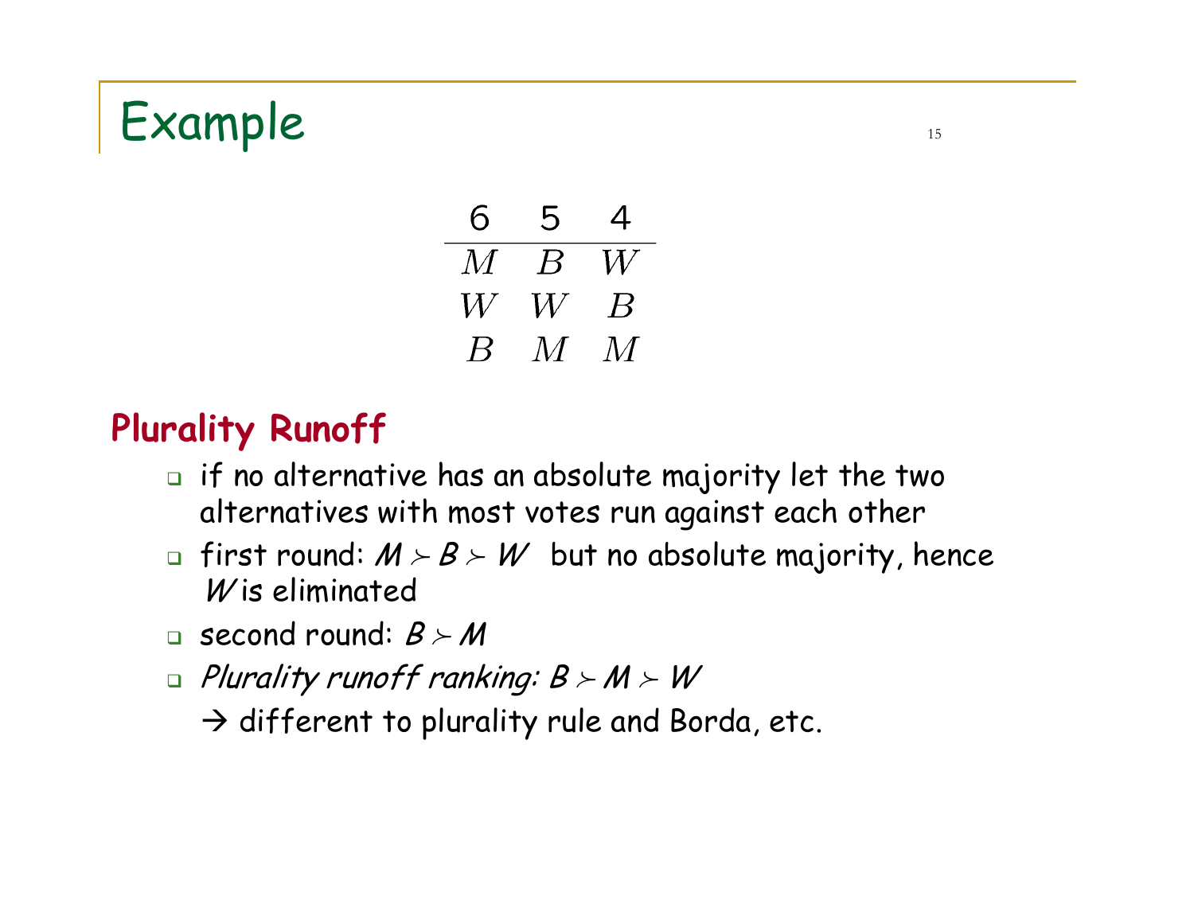# Example

| 6 | 5 | 4 |
|---|---|---|
| $M$ | $B$ | $W$ |
| $W$ | $W$ | $B$ |
| $B$ | $M$ | $M$ |

## Plurality Runoff

- if no alternative has an absolute majority let the two alternatives with most votes run against each other
- first round: $M \succ B \succ W$ but no absolute majority, hence $W$ is eliminated
- second round: $B \succ M$
- *Plurality runoff ranking:* $B \succ M \succ W$

  → different to plurality rule and Borda, etc.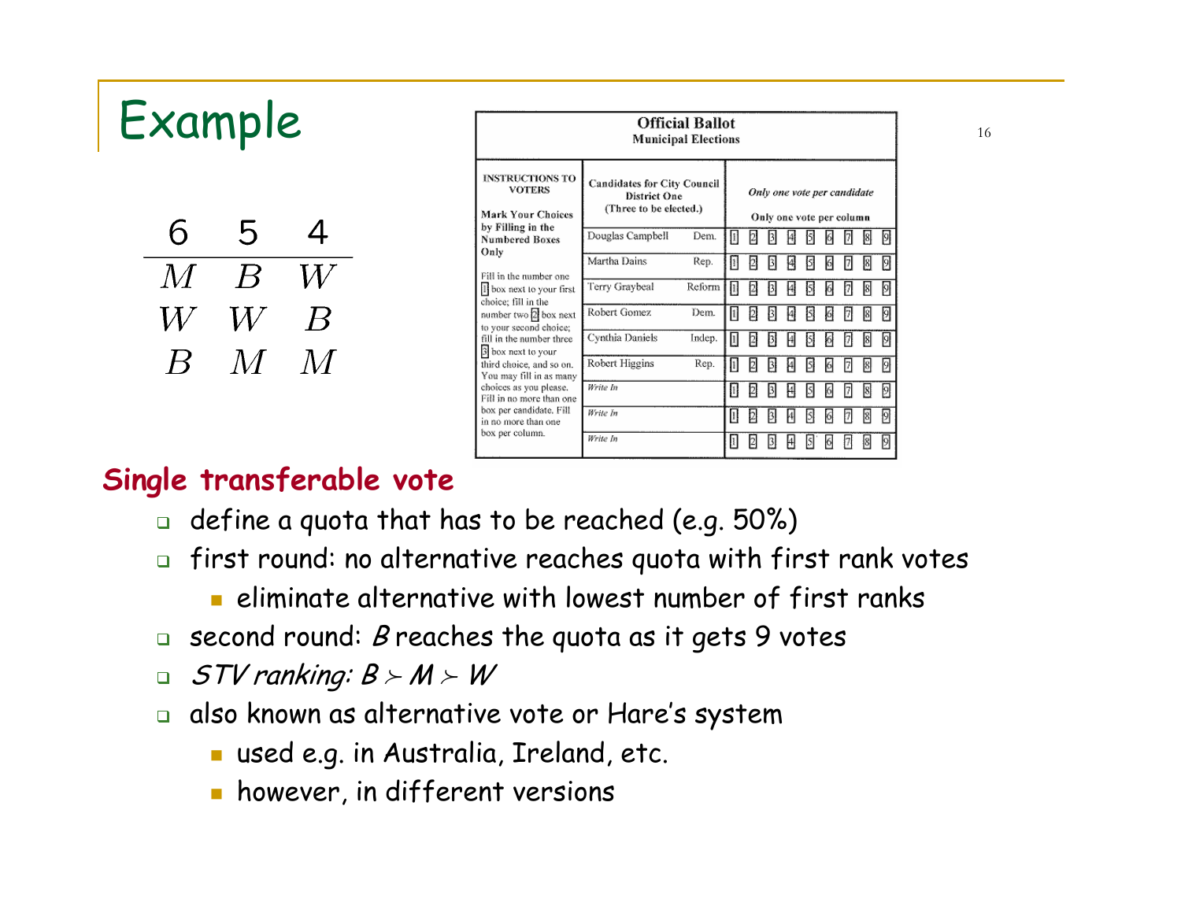# Example

| 6 | 5 | 4 |
| --- | --- | --- |
| $M$ | $B$ | $W$ |
| $W$ | $W$ | $B$ |
| $B$ | $M$ | $M$ |

**Official Ballot**
**Municipal Elections**

| INSTRUCTIONS TO VOTERS | Candidates for City Council District One (Three to be elected.) | | Only one vote per candidate / Only one vote per column |
| --- | --- | --- | --- |
| Mark Your Choices by Filling in the Numbered Boxes Only | Douglas Campbell | Dem. | 1 2 3 4 5 6 7 8 9 |
| Fill in the number one 1 box next to your first choice; fill in the number two 2 box next to your second choice; fill in the number three 3 box next to your third choice, and so on. You may fill in as many choices as you please. Fill in no more than one box per candidate. Fill in no more than one box per column. | Martha Dains | Rep. | 1 2 3 4 5 6 7 8 9 |
| | Terry Graybeal | Reform | 1 2 3 4 5 6 7 8 9 |
| | Robert Gomez | Dem. | 1 2 3 4 5 6 7 8 9 |
| | Cynthia Daniels | Indep. | 1 2 3 4 5 6 7 8 9 |
| | Robert Higgins | Rep. | 1 2 3 4 5 6 7 8 9 |
| | *Write In* | | 1 2 3 4 5 6 7 8 9 |
| | *Write In* | | 1 2 3 4 5 6 7 8 9 |
| | *Write In* | | 1 2 3 4 5 6 7 8 9 |

**Single transferable vote**

- define a quota that has to be reached (e.g. 50%)
- first round: no alternative reaches quota with first rank votes
  - eliminate alternative with lowest number of first ranks
- second round: *B* reaches the quota as it gets 9 votes
- *STV ranking:* $B \succ M \succ W$
- also known as alternative vote or Hare's system
  - used e.g. in Australia, Ireland, etc.
  - however, in different versions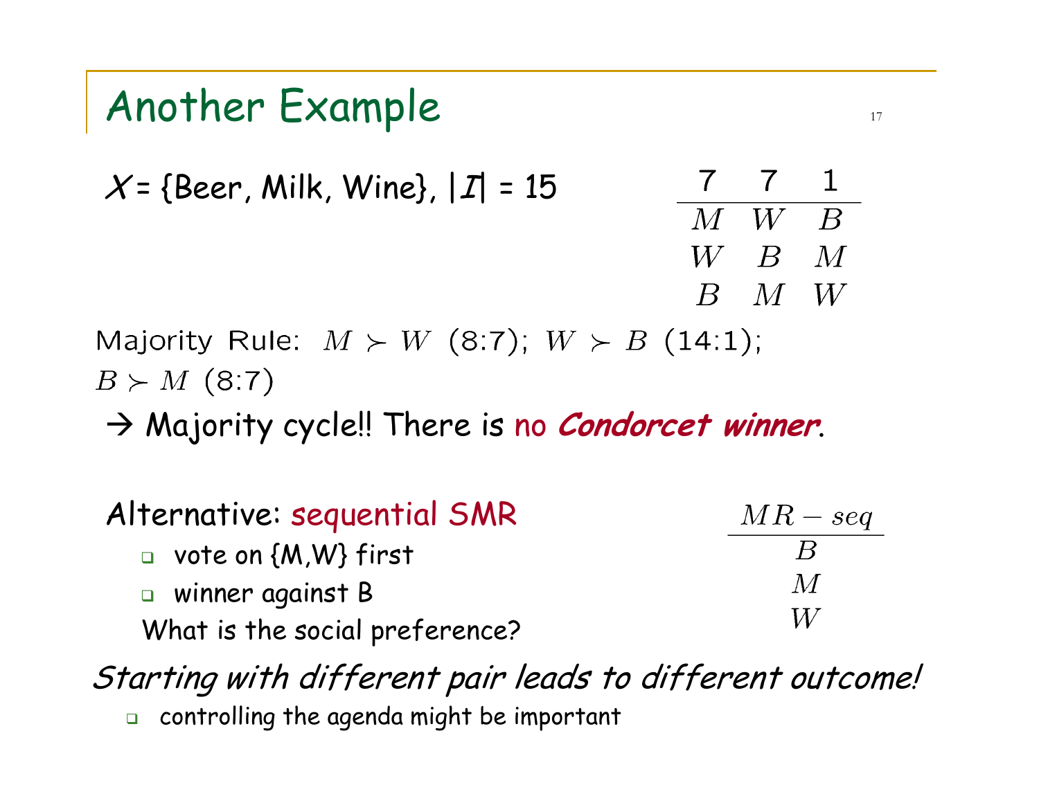# Another Example

$\mathcal{X}$ = {Beer, Milk, Wine}, $|\mathcal{I}|$ = 15

| 7 | 7 | 1 |
|---|---|---|
| $M$ | $W$ | $B$ |
| $W$ | $B$ | $M$ |
| $B$ | $M$ | $W$ |

Majority Rule: $M \succ W$ (8:7); $W \succ B$ (14:1); $B \succ M$ (8:7)

→ Majority cycle!! There is no ***Condorcet winner***.

Alternative: sequential SMR

- vote on {M,W} first
- winner against B

What is the social preference?

| $MR-seq$ |
|---|
| $B$ |
| $M$ |
| $W$ |

*Starting with different pair leads to different outcome!*

- controlling the agenda might be important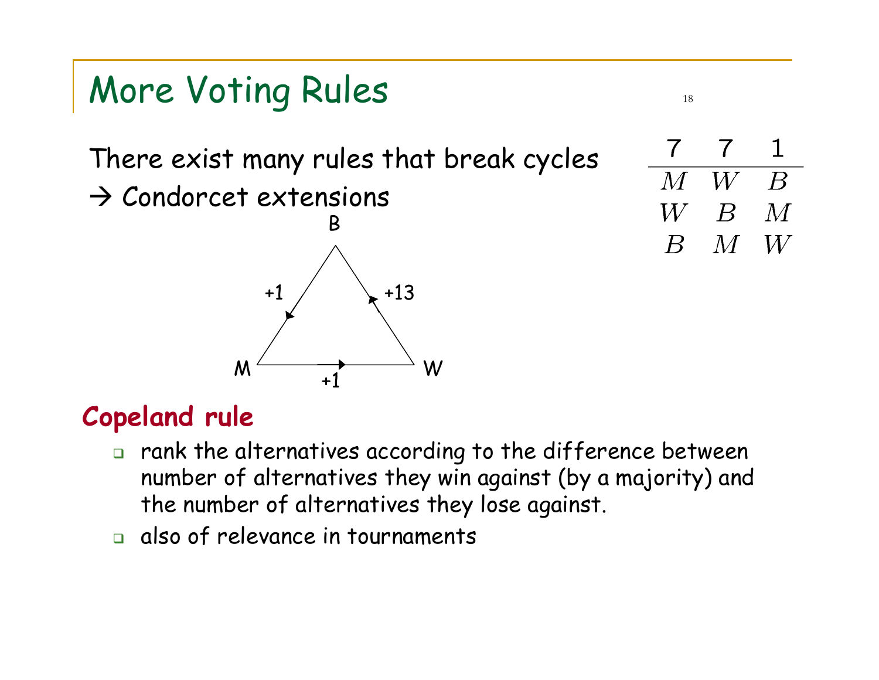# More Voting Rules

There exist many rules that break cycles
→ Condorcet extensions

| 7 | 7 | 1 |
|---|---|---|
| $M$ | $W$ | $B$ |
| $W$ | $B$ | $M$ |
| $B$ | $M$ | $W$ |

B

+1 +13

M +1 W

## Copeland rule

- rank the alternatives according to the difference between number of alternatives they win against (by a majority) and the number of alternatives they lose against.
- also of relevance in tournaments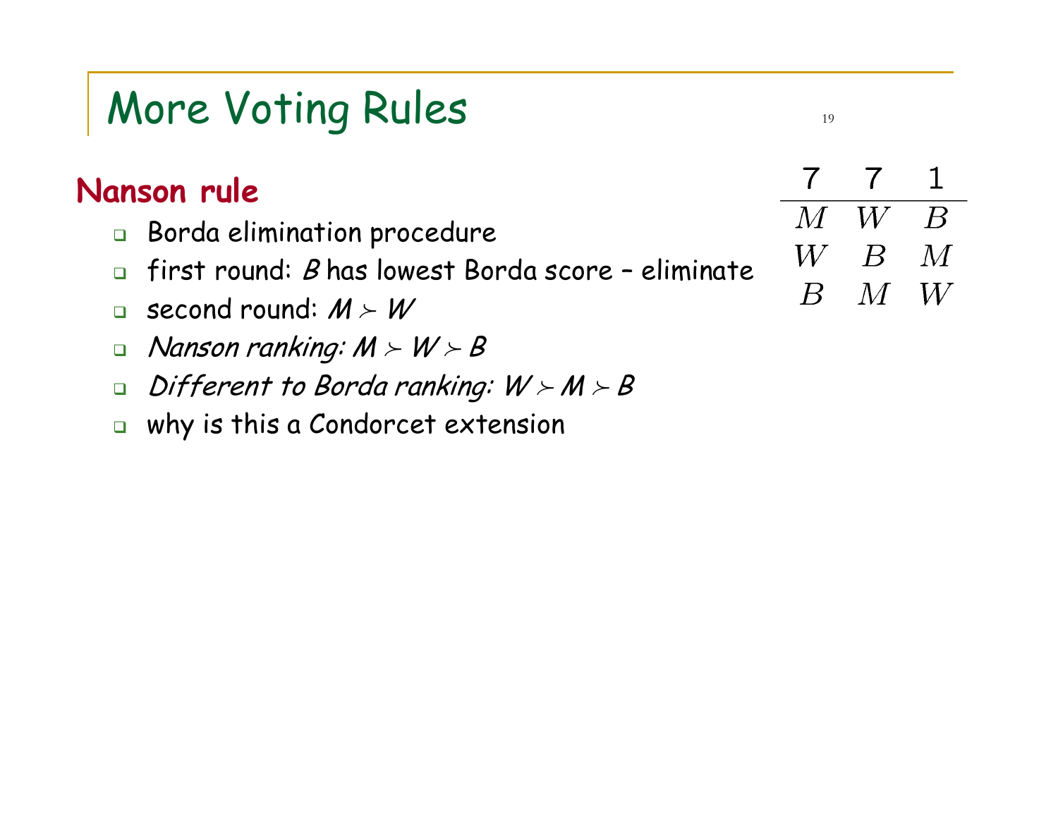# More Voting Rules

## Nanson rule

- Borda elimination procedure
- first round: $B$ has lowest Borda score – eliminate
- second round: $M \succ W$
- *Nanson ranking:* $M \succ W \succ B$
- *Different to Borda ranking:* $W \succ M \succ B$
- why is this a Condorcet extension

| 7 | 7 | 1 |
|---|---|---|
| $M$ | $W$ | $B$ |
| $W$ | $B$ | $M$ |
| $B$ | $M$ | $W$ |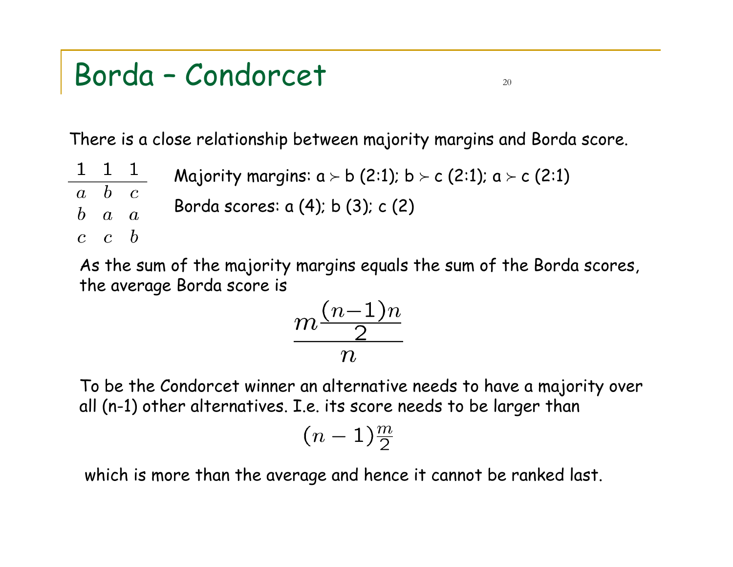# Borda – Condorcet

There is a close relationship between majority margins and Borda score.

| 1 | 1 | 1 |
|---|---|---|
| $a$ | $b$ | $c$ |
| $b$ | $a$ | $a$ |
| $c$ | $c$ | $b$ |

Majority margins: a $\succ$ b (2:1); b $\succ$ c (2:1); a $\succ$ c (2:1)

Borda scores: a (4); b (3); c (2)

As the sum of the majority margins equals the sum of the Borda scores, the average Borda score is

$$\frac{m\frac{(n-1)n}{2}}{n}$$

To be the Condorcet winner an alternative needs to have a majority over all (n-1) other alternatives. I.e. its score needs to be larger than

$$(n-1)\frac{m}{2}$$

which is more than the average and hence it cannot be ranked last.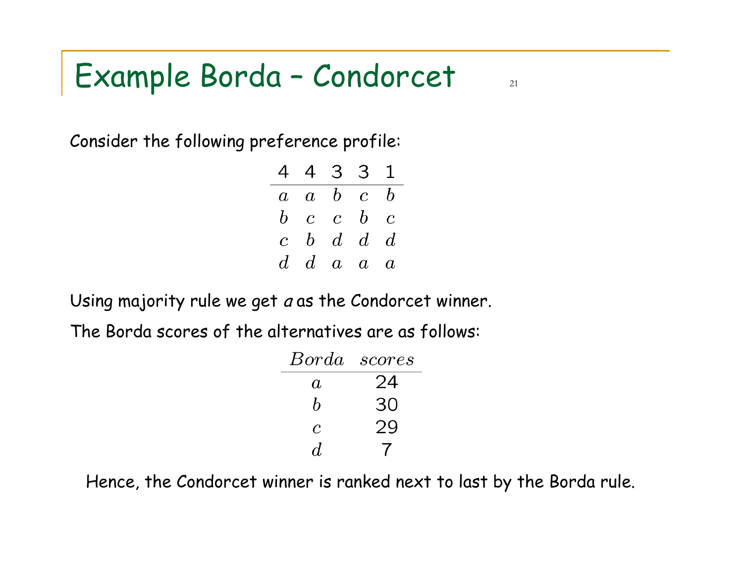# Example Borda – Condorcet

Consider the following preference profile:

| 4 | 4 | 3 | 3 | 1 |
|---|---|---|---|---|
| $a$ | $a$ | $b$ | $c$ | $b$ |
| $b$ | $c$ | $c$ | $b$ | $c$ |
| $c$ | $b$ | $d$ | $d$ | $d$ |
| $d$ | $d$ | $a$ | $a$ | $a$ |

Using majority rule we get *a* as the Condorcet winner.

The Borda scores of the alternatives are as follows:

| $Borda$ | $scores$ |
|---|---|
| $a$ | 24 |
| $b$ | 30 |
| $c$ | 29 |
| $d$ | 7 |

Hence, the Condorcet winner is ranked next to last by the Borda rule.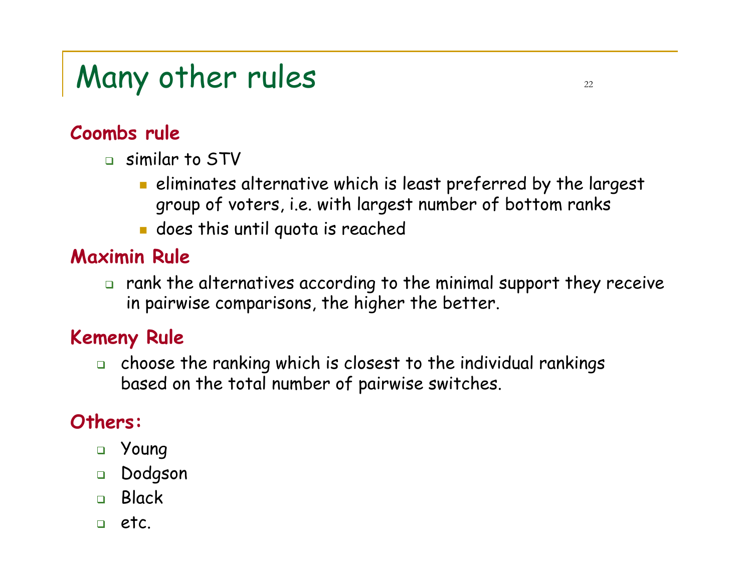# Many other rules

### Coombs rule

- similar to STV
  - eliminates alternative which is least preferred by the largest group of voters, i.e. with largest number of bottom ranks
  - does this until quota is reached

### Maximin Rule

- rank the alternatives according to the minimal support they receive in pairwise comparisons, the higher the better.

### Kemeny Rule

- choose the ranking which is closest to the individual rankings based on the total number of pairwise switches.

### Others:

- Young
- Dodgson
- Black
- etc.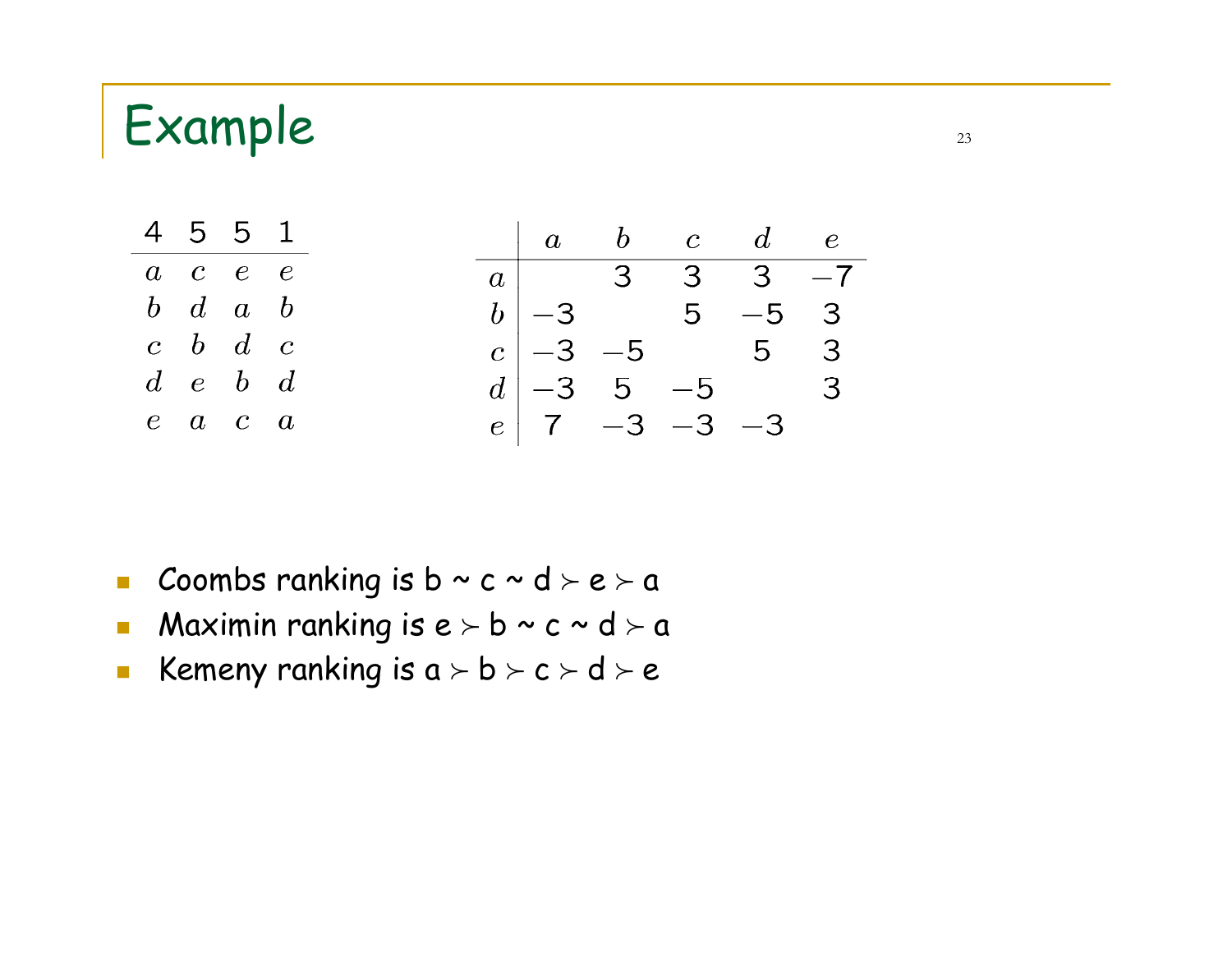# Example

| 4 | 5 | 5 | 1 |
|---|---|---|---|
| $a$ | $c$ | $e$ | $e$ |
| $b$ | $d$ | $a$ | $b$ |
| $c$ | $b$ | $d$ | $c$ |
| $d$ | $e$ | $b$ | $d$ |
| $e$ | $a$ | $c$ | $a$ |

| | $a$ | $b$ | $c$ | $d$ | $e$ |
|---|---|---|---|---|---|
| $a$ | | 3 | 3 | 3 | −7 |
| $b$ | −3 | | 5 | −5 | 3 |
| $c$ | −3 | −5 | | 5 | 3 |
| $d$ | −3 | 5 | −5 | | 3 |
| $e$ | 7 | −3 | −3 | −3 | |

- Coombs ranking is b ~ c ~ d $\succ$ e $\succ$ a
- Maximin ranking is e $\succ$ b ~ c ~ d $\succ$ a
- Kemeny ranking is a $\succ$ b $\succ$ c $\succ$ d $\succ$ e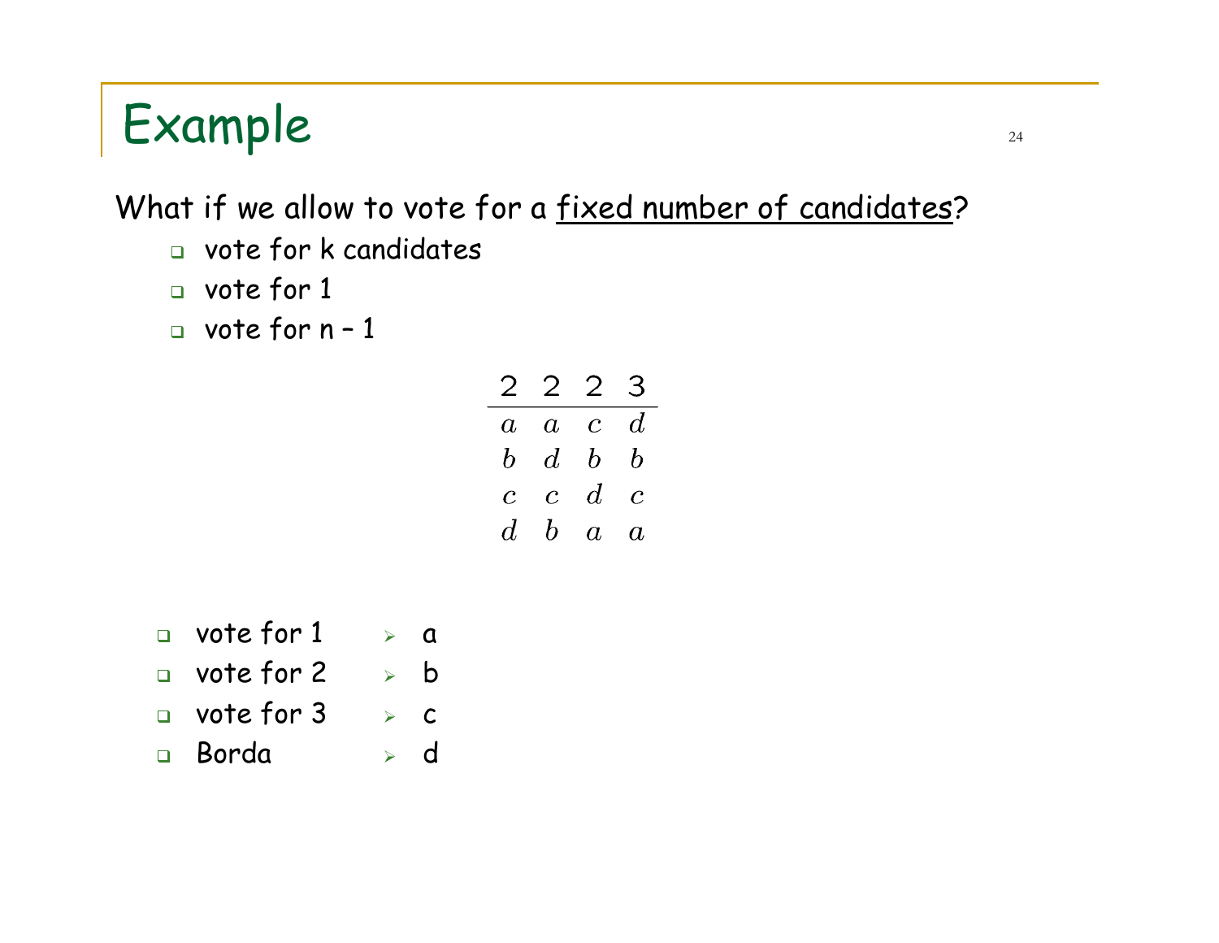# Example

What if we allow to vote for a <u>fixed number of candidates</u>?

- vote for k candidates
- vote for 1
- vote for n – 1

| 2 | 2 | 2 | 3 |
|---|---|---|---|
| $a$ | $a$ | $c$ | $d$ |
| $b$ | $d$ | $b$ | $b$ |
| $c$ | $c$ | $d$ | $c$ |
| $d$ | $b$ | $a$ | $a$ |

- vote for 1
  - a
- vote for 2
  - b
- vote for 3
  - c
- Borda
  - d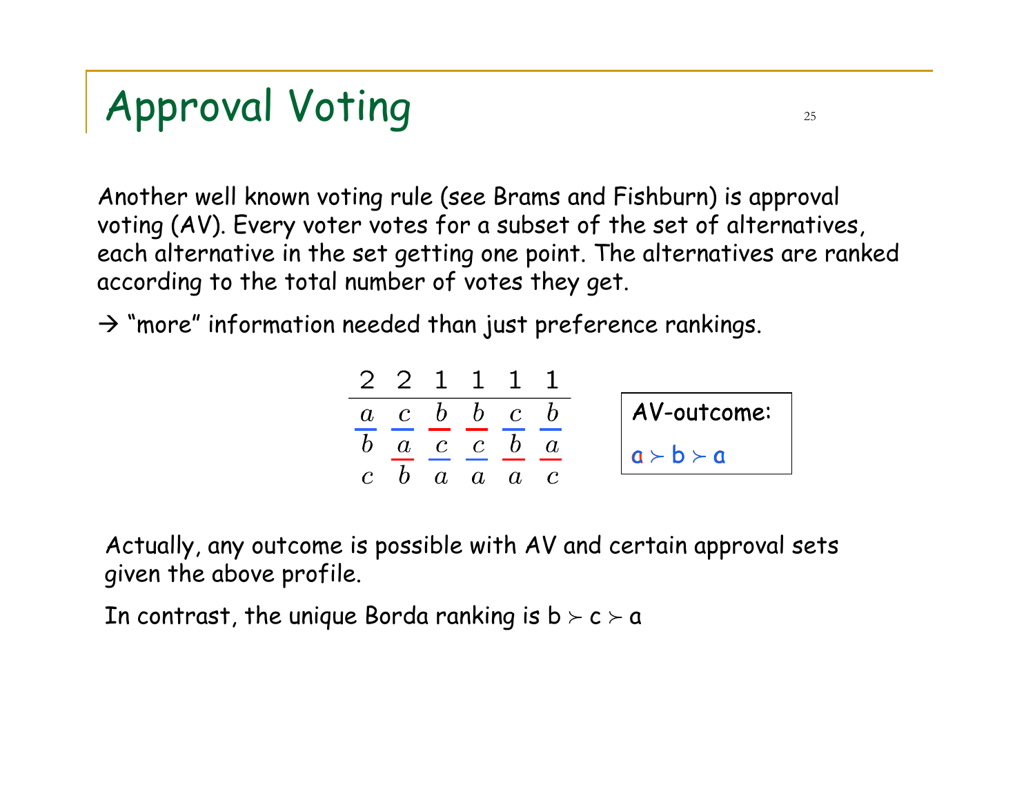# Approval Voting

Another well known voting rule (see Brams and Fishburn) is approval voting (AV). Every voter votes for a subset of the set of alternatives, each alternative in the set getting one point. The alternatives are ranked according to the total number of votes they get.

→ "more" information needed than just preference rankings.

| 2 | 2 | 1 | 1 | 1 | 1 |
|---|---|---|---|---|---|
| $a$ | $c$ | $b$ | $b$ | $c$ | $b$ |
| $b$ | $a$ | $c$ | $c$ | $b$ | $a$ |
| $c$ | $b$ | $a$ | $a$ | $a$ | $c$ |

AV-outcome:

$a \succ b \succ a$

Actually, any outcome is possible with AV and certain approval sets given the above profile.

In contrast, the unique Borda ranking is $b \succ c \succ a$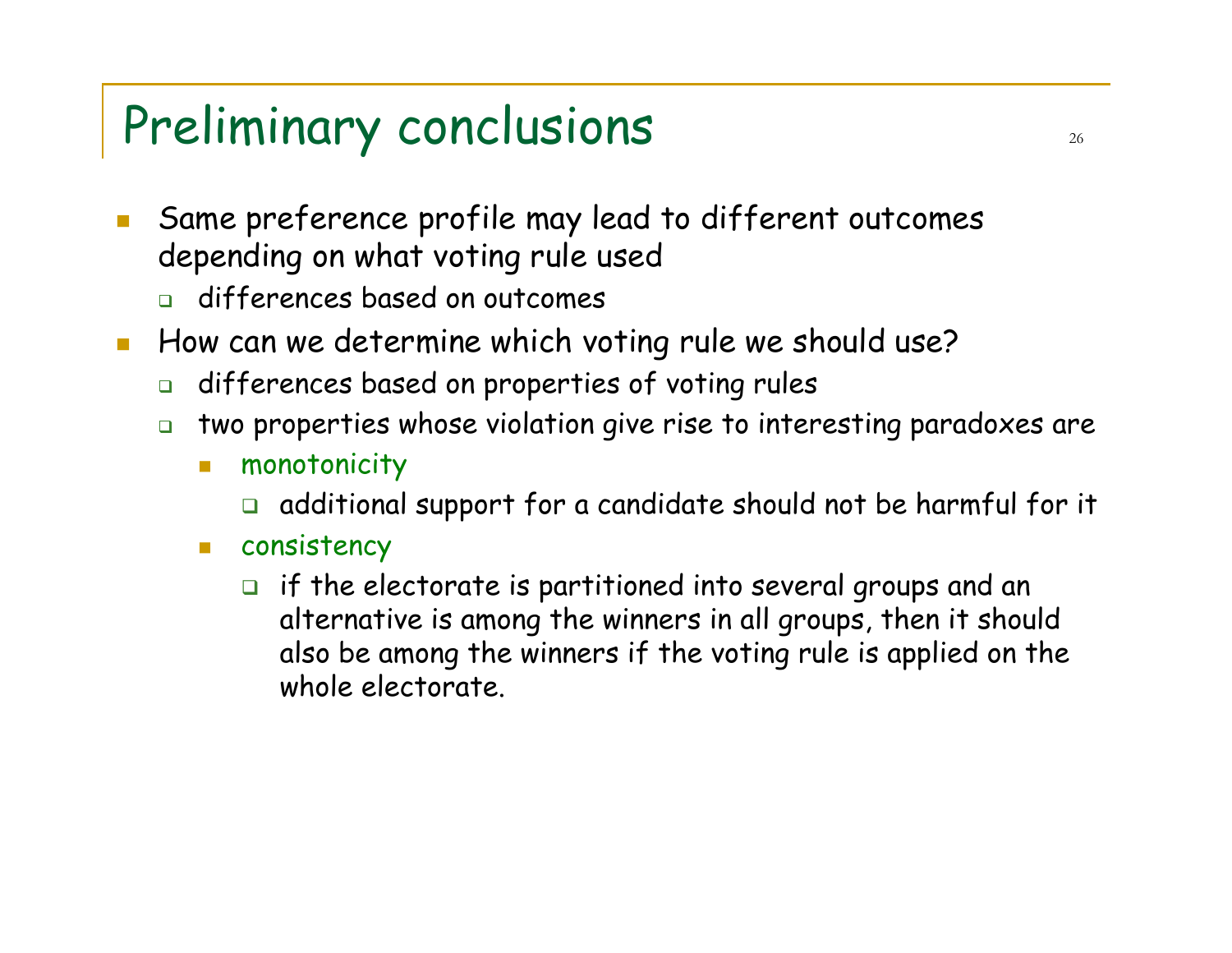# Preliminary conclusions

- Same preference profile may lead to different outcomes depending on what voting rule used
  - differences based on outcomes
- How can we determine which voting rule we should use?
  - differences based on properties of voting rules
  - two properties whose violation give rise to interesting paradoxes are
    - monotonicity
      - additional support for a candidate should not be harmful for it
    - consistency
      - if the electorate is partitioned into several groups and an alternative is among the winners in all groups, then it should also be among the winners if the voting rule is applied on the whole electorate.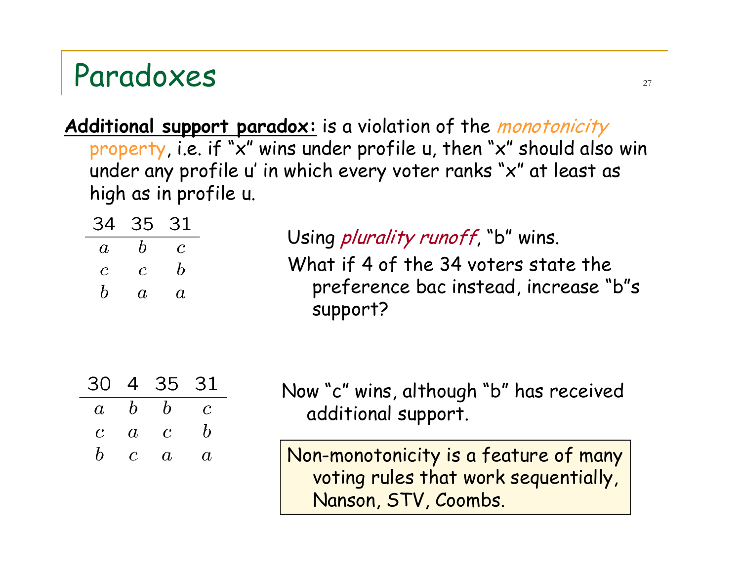# Paradoxes

**Additional support paradox:** is a violation of the *monotonicity property*, i.e. if "x" wins under profile u, then "x" should also win under any profile u' in which every voter ranks "x" at least as high as in profile u.

| 34 | 35 | 31 |
|---|---|---|
| $a$ | $b$ | $c$ |
| $c$ | $c$ | $b$ |
| $b$ | $a$ | $a$ |

Using *plurality runoff*, "b" wins.

What if 4 of the 34 voters state the preference bac instead, increase "b"s support?

| 30 | 4 | 35 | 31 |
|---|---|---|---|
| $a$ | $b$ | $b$ | $c$ |
| $c$ | $a$ | $c$ | $b$ |
| $b$ | $c$ | $a$ | $a$ |

Now "c" wins, although "b" has received additional support.

Non-monotonicity is a feature of many voting rules that work sequentially, Nanson, STV, Coombs.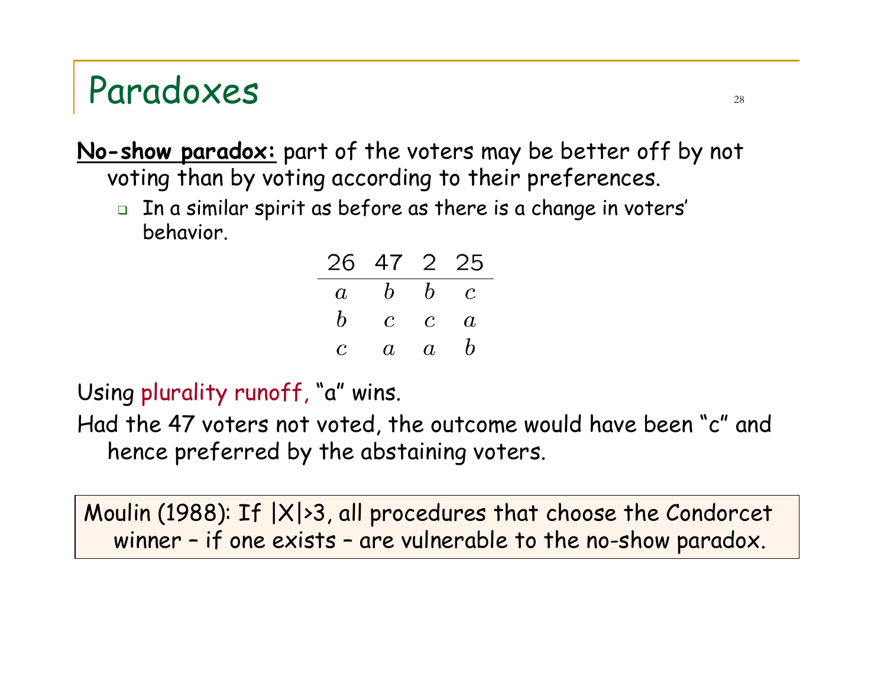# Paradoxes

**No-show paradox:** part of the voters may be better off by not voting than by voting according to their preferences.

- In a similar spirit as before as there is a change in voters' behavior.

| 26 | 47 | 2 | 25 |
|---|---|---|---|
| $a$ | $b$ | $b$ | $c$ |
| $b$ | $c$ | $c$ | $a$ |
| $c$ | $a$ | $a$ | $b$ |

Using plurality runoff, "a" wins.

Had the 47 voters not voted, the outcome would have been "c" and hence preferred by the abstaining voters.

Moulin (1988): If $|X|>3$, all procedures that choose the Condorcet winner – if one exists – are vulnerable to the no-show paradox.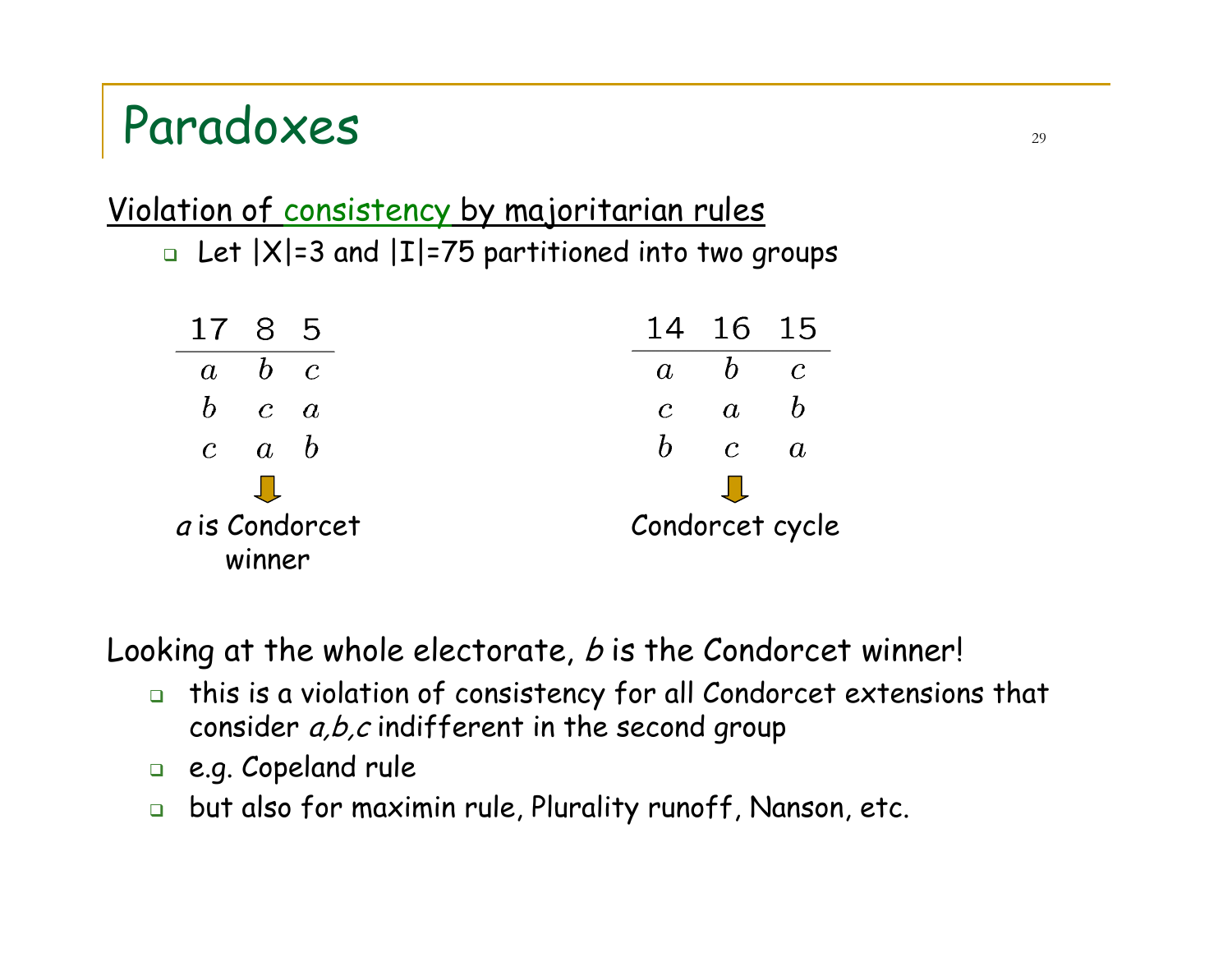# Paradoxes

<u>Violation of consistency by majoritarian rules</u>

- Let |X|=3 and |I|=75 partitioned into two groups

| 17 | 8 | 5 |
|---|---|---|
| $a$ | $b$ | $c$ |
| $b$ | $c$ | $a$ |
| $c$ | $a$ | $b$ |

⇓

*a* is Condorcet winner

| 14 | 16 | 15 |
|---|---|---|
| $a$ | $b$ | $c$ |
| $c$ | $a$ | $b$ |
| $b$ | $c$ | $a$ |

⇓

Condorcet cycle

Looking at the whole electorate, *b* is the Condorcet winner!

- this is a violation of consistency for all Condorcet extensions that consider *a,b,c* indifferent in the second group
- e.g. Copeland rule
- but also for maximin rule, Plurality runoff, Nanson, etc.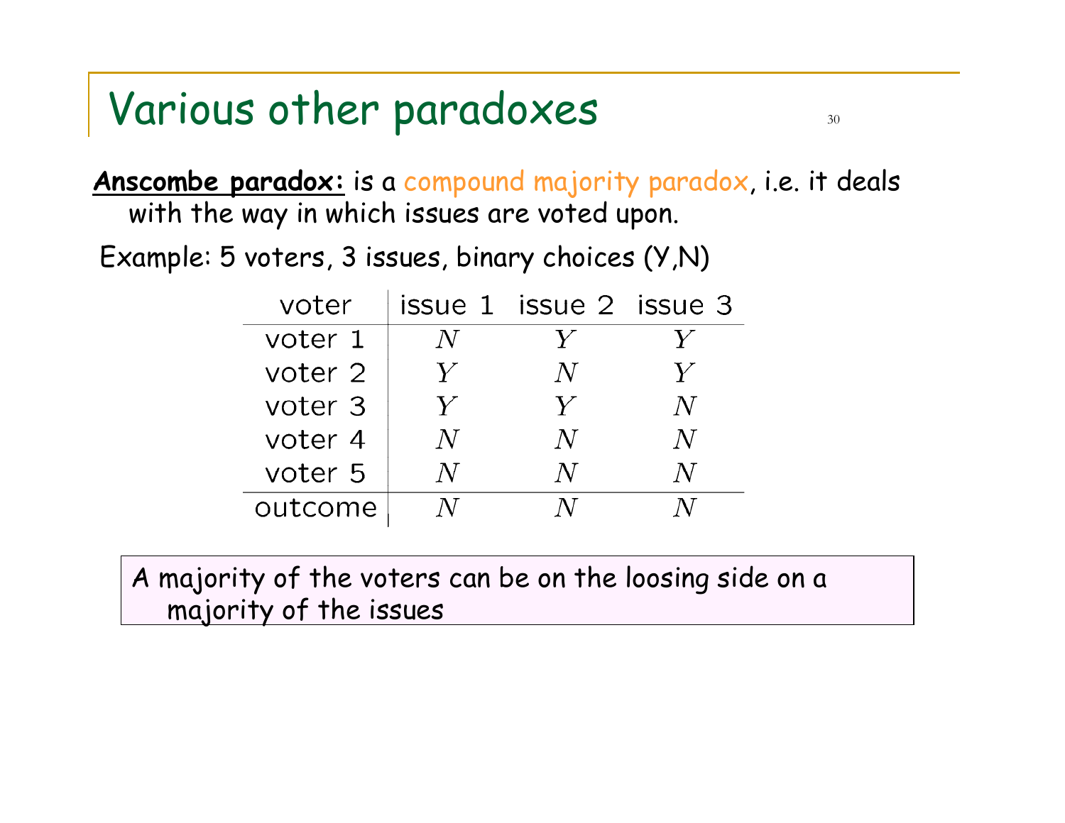# Various other paradoxes

**Anscombe paradox:** is a compound majority paradox, i.e. it deals with the way in which issues are voted upon.

Example: 5 voters, 3 issues, binary choices (Y,N)

| voter | issue 1 | issue 2 | issue 3 |
|---|---|---|---|
| voter 1 | $N$ | $Y$ | $Y$ |
| voter 2 | $Y$ | $N$ | $Y$ |
| voter 3 | $Y$ | $Y$ | $N$ |
| voter 4 | $N$ | $N$ | $N$ |
| voter 5 | $N$ | $N$ | $N$ |
| outcome | $N$ | $N$ | $N$ |

A majority of the voters can be on the loosing side on a majority of the issues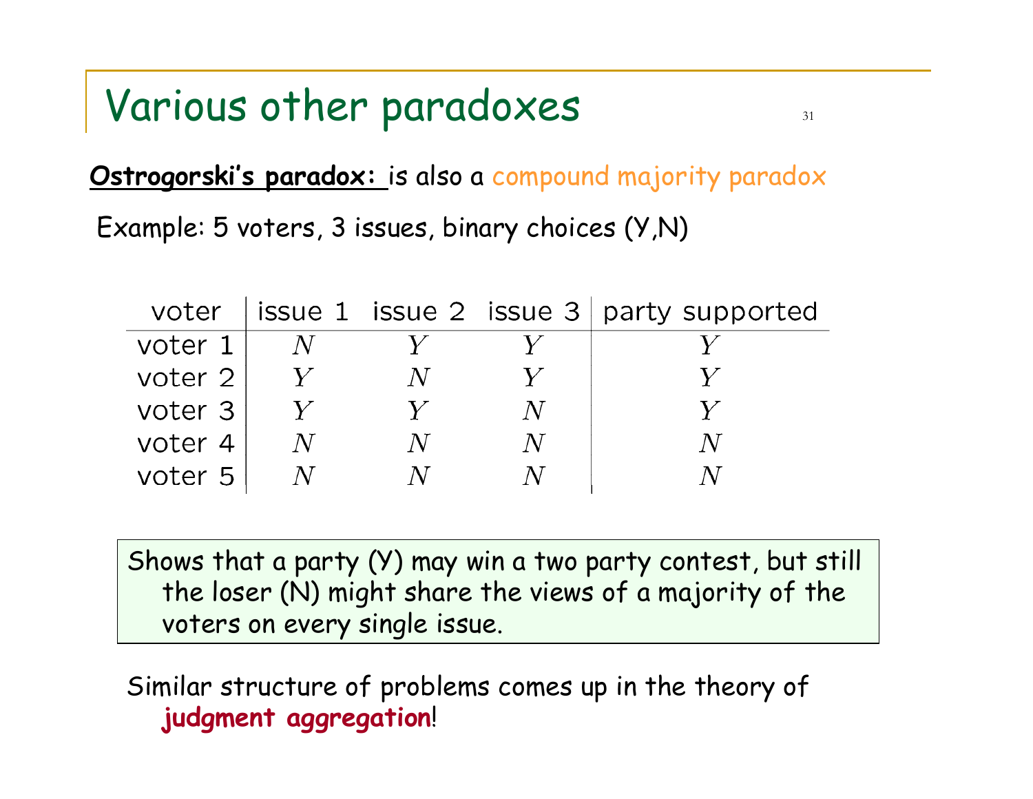# Various other paradoxes

**Ostrogorski's paradox:** is also a compound majority paradox

Example: 5 voters, 3 issues, binary choices (Y,N)

| voter | issue 1 | issue 2 | issue 3 | party supported |
|---|---|---|---|---|
| voter 1 | $N$ | $Y$ | $Y$ | $Y$ |
| voter 2 | $Y$ | $N$ | $Y$ | $Y$ |
| voter 3 | $Y$ | $Y$ | $N$ | $Y$ |
| voter 4 | $N$ | $N$ | $N$ | $N$ |
| voter 5 | $N$ | $N$ | $N$ | $N$ |

Shows that a party (Y) may win a two party contest, but still the loser (N) might share the views of a majority of the voters on every single issue.

Similar structure of problems comes up in the theory of **judgment aggregation**!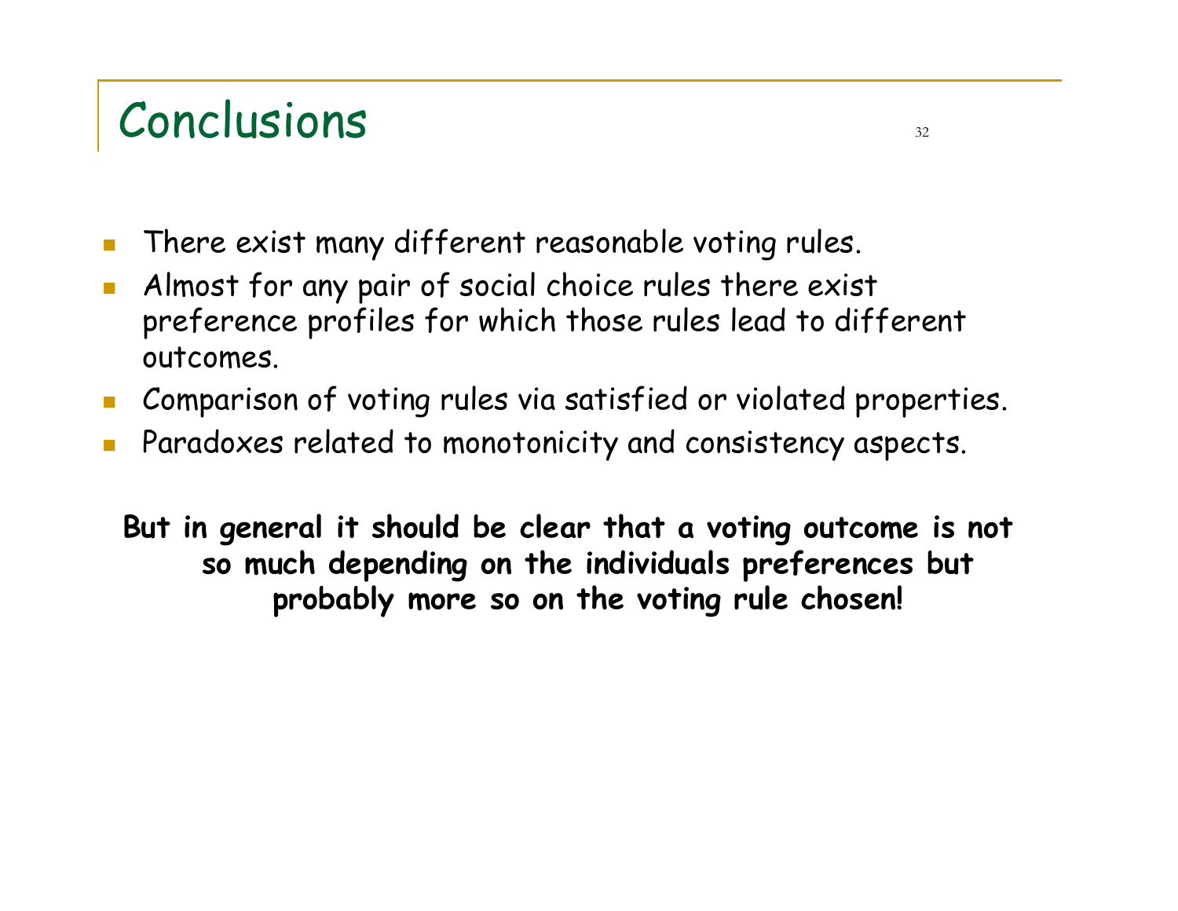# Conclusions

- There exist many different reasonable voting rules.
- Almost for any pair of social choice rules there exist preference profiles for which those rules lead to different outcomes.
- Comparison of voting rules via satisfied or violated properties.
- Paradoxes related to monotonicity and consistency aspects.

**But in general it should be clear that a voting outcome is not so much depending on the individuals preferences but probably more so on the voting rule chosen!**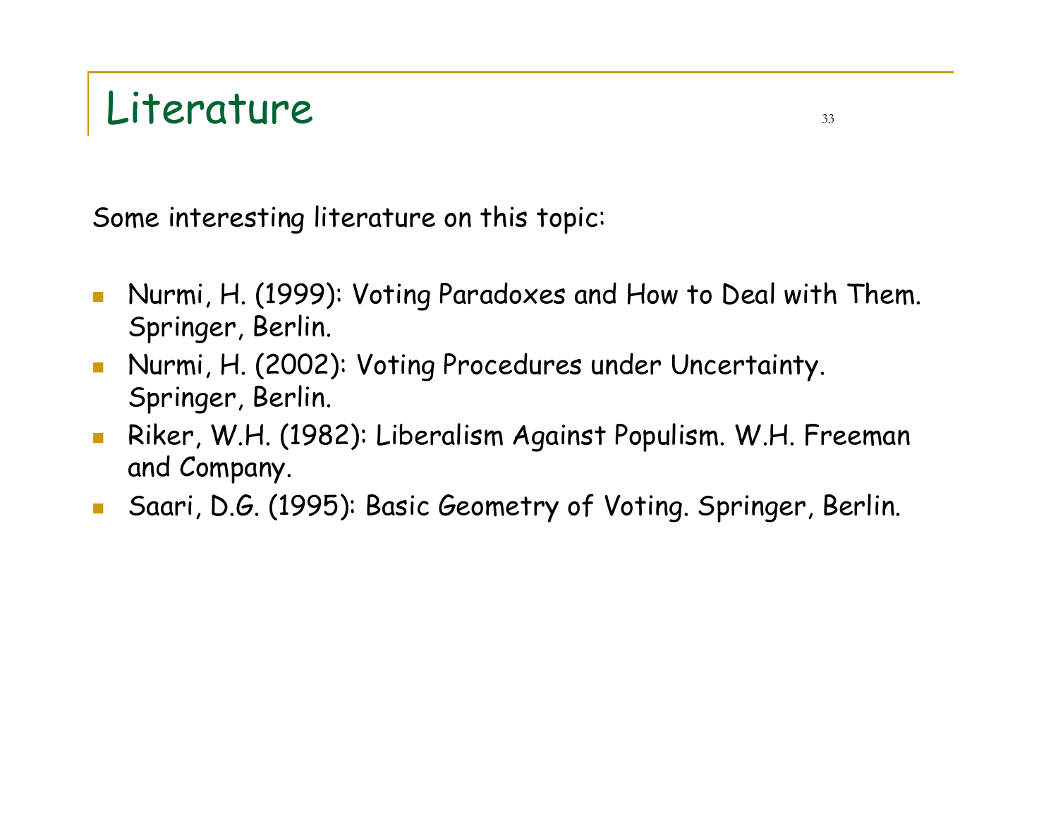# Literature

Some interesting literature on this topic:

- Nurmi, H. (1999): Voting Paradoxes and How to Deal with Them. Springer, Berlin.
- Nurmi, H. (2002): Voting Procedures under Uncertainty. Springer, Berlin.
- Riker, W.H. (1982): Liberalism Against Populism. W.H. Freeman and Company.
- Saari, D.G. (1995): Basic Geometry of Voting. Springer, Berlin.